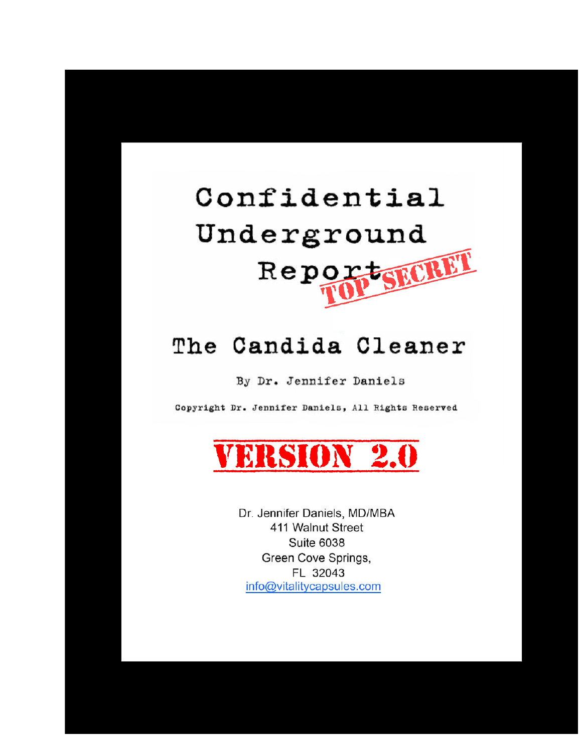# Confidential Underground Report

TOP SECRET

## The Candida Cleaner

By Dr. Jennifer Daniels

Copyright Dr. Jennifer Daniels, All Rights Reserved

**VERSION 2.0**

Dr. Jennifer Daniels, MD/MBA
411 Walnut Street
Suite 6038
Green Cove Springs,
FL 32043
info@vitalitycapsules.com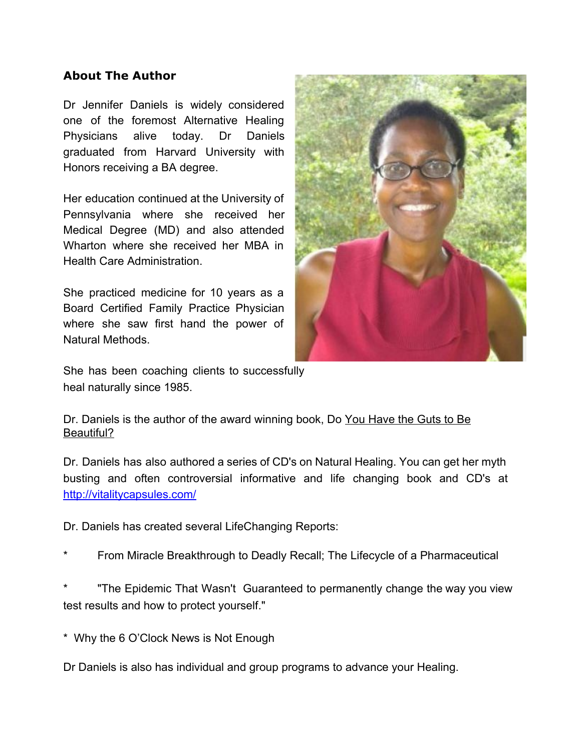## About The Author

Dr Jennifer Daniels is widely considered one of the foremost Alternative Healing Physicians alive today. Dr Daniels graduated from Harvard University with Honors receiving a BA degree.

Her education continued at the University of Pennsylvania where she received her Medical Degree (MD) and also attended Wharton where she received her MBA in Health Care Administration.

She practiced medicine for 10 years as a Board Certified Family Practice Physician where she saw first hand the power of Natural Methods.

She has been coaching clients to successfully heal naturally since 1985.

Dr. Daniels is the author of the award winning book, Do You Have the Guts to Be Beautiful?

Dr. Daniels has also authored a series of CD's on Natural Healing. You can get her myth busting and often controversial informative and life changing book and CD's at [http://vitalitycapsules.com/](http://vitalitycapsules.com/)

Dr. Daniels has created several LifeChanging Reports:

* From Miracle Breakthrough to Deadly Recall; The Lifecycle of a Pharmaceutical

* "The Epidemic That Wasn't Guaranteed to permanently change the way you view test results and how to protect yourself."

* Why the 6 O'Clock News is Not Enough

Dr Daniels is also has individual and group programs to advance your Healing.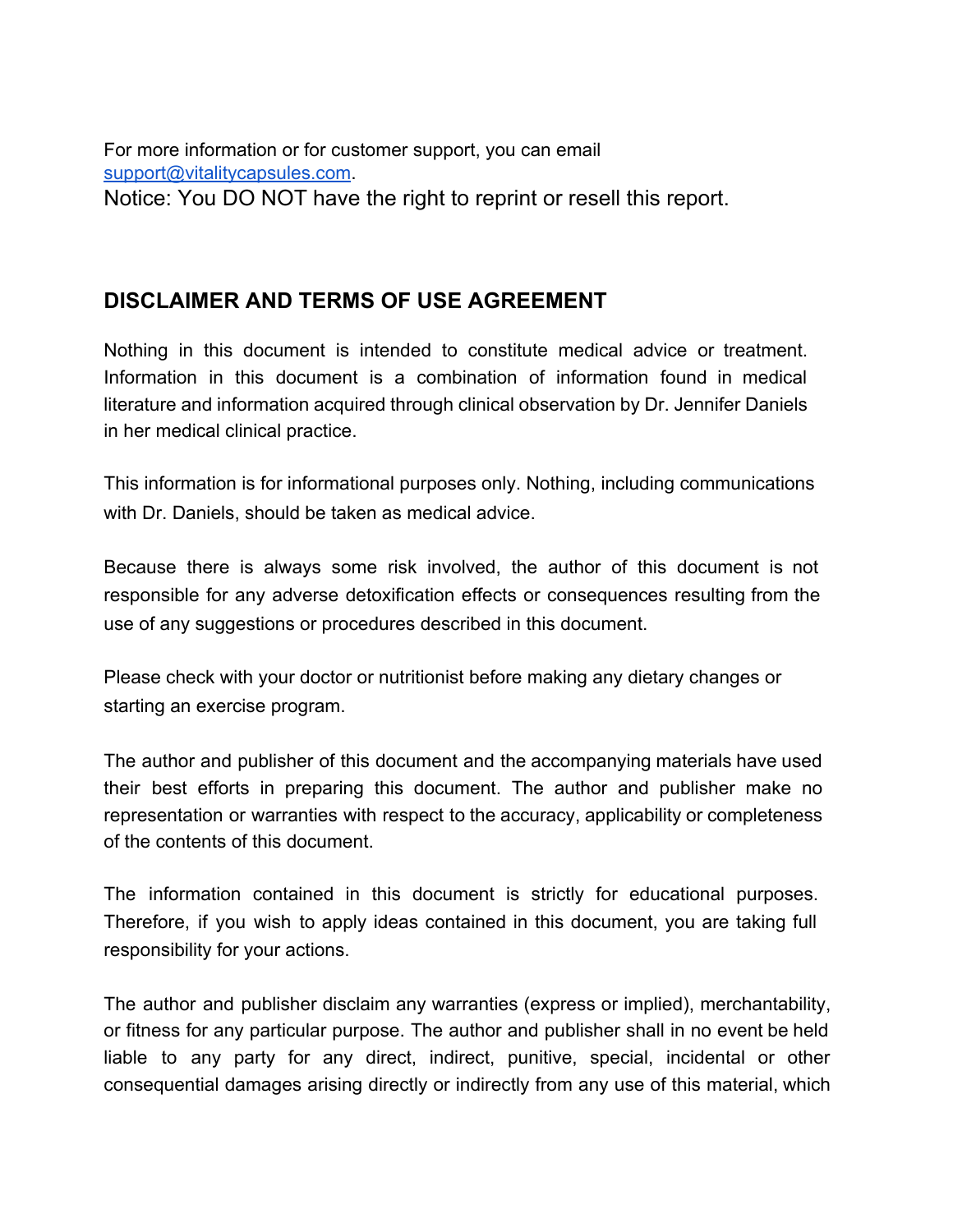For more information or for customer support, you can email [support@vitalitycapsules.com](mailto:support@vitalitycapsules.com).

Notice: You DO NOT have the right to reprint or resell this report.

## DISCLAIMER AND TERMS OF USE AGREEMENT

Nothing in this document is intended to constitute medical advice or treatment. Information in this document is a combination of information found in medical literature and information acquired through clinical observation by Dr. Jennifer Daniels in her medical clinical practice.

This information is for informational purposes only. Nothing, including communications with Dr. Daniels, should be taken as medical advice.

Because there is always some risk involved, the author of this document is not responsible for any adverse detoxification effects or consequences resulting from the use of any suggestions or procedures described in this document.

Please check with your doctor or nutritionist before making any dietary changes or starting an exercise program.

The author and publisher of this document and the accompanying materials have used their best efforts in preparing this document. The author and publisher make no representation or warranties with respect to the accuracy, applicability or completeness of the contents of this document.

The information contained in this document is strictly for educational purposes. Therefore, if you wish to apply ideas contained in this document, you are taking full responsibility for your actions.

The author and publisher disclaim any warranties (express or implied), merchantability, or fitness for any particular purpose. The author and publisher shall in no event be held liable to any party for any direct, indirect, punitive, special, incidental or other consequential damages arising directly or indirectly from any use of this material, which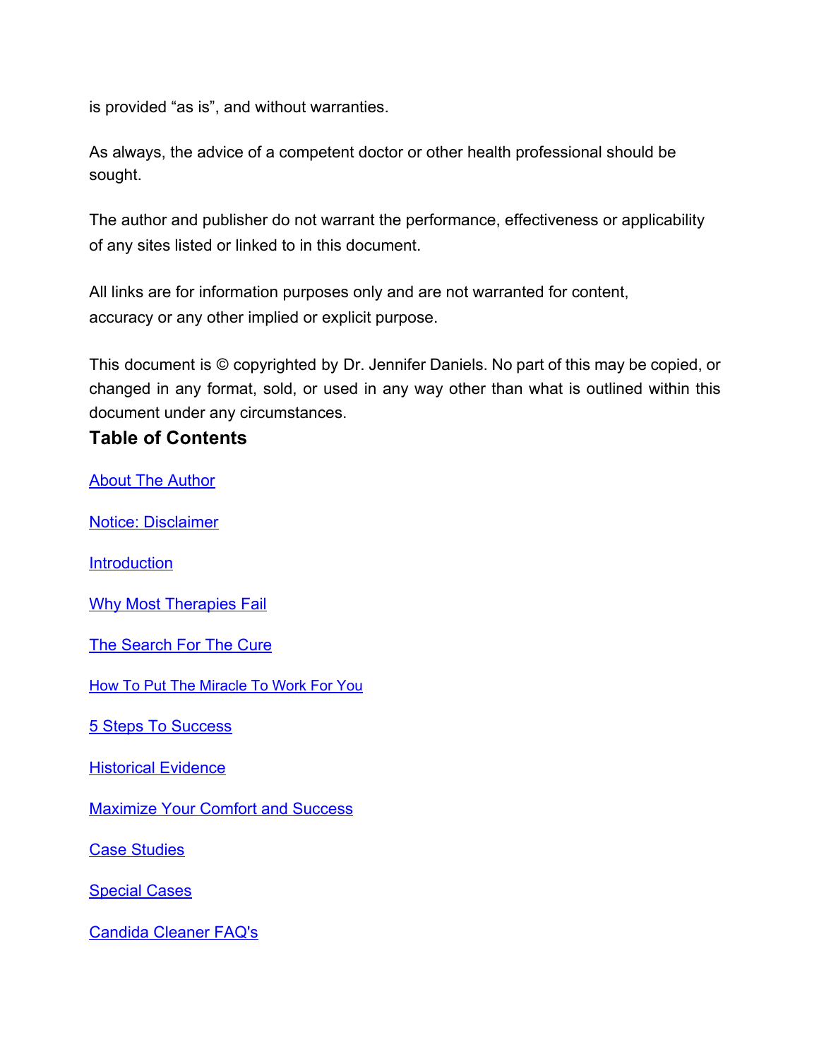is provided “as is”, and without warranties.

As always, the advice of a competent doctor or other health professional should be sought.

The author and publisher do not warrant the performance, effectiveness or applicability of any sites listed or linked to in this document.

All links are for information purposes only and are not warranted for content, accuracy or any other implied or explicit purpose.

This document is © copyrighted by Dr. Jennifer Daniels. No part of this may be copied, or changed in any format, sold, or used in any way other than what is outlined within this document under any circumstances.

## Table of Contents

About The Author

Notice: Disclaimer

Introduction

Why Most Therapies Fail

The Search For The Cure

How To Put The Miracle To Work For You

5 Steps To Success

Historical Evidence

Maximize Your Comfort and Success

Case Studies

Special Cases

Candida Cleaner FAQ's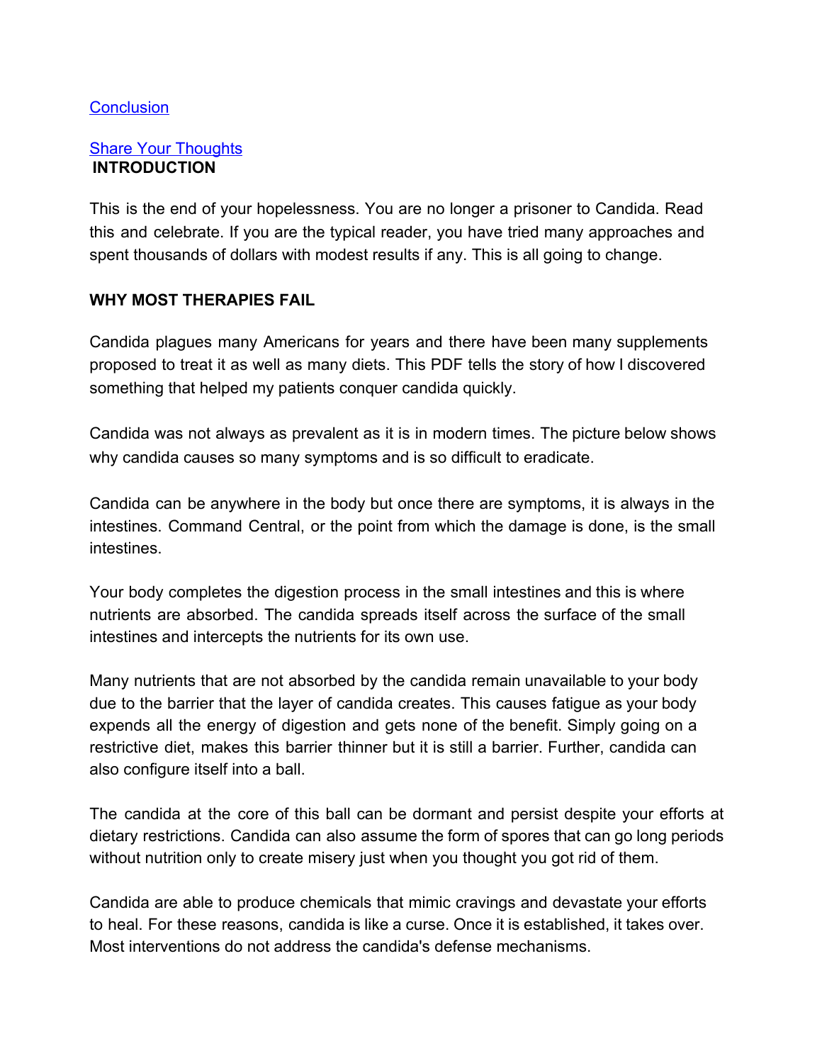[Conclusion](#)

[Share Your Thoughts](#)

**INTRODUCTION**

This is the end of your hopelessness. You are no longer a prisoner to Candida. Read this and celebrate. If you are the typical reader, you have tried many approaches and spent thousands of dollars with modest results if any. This is all going to change.

**WHY MOST THERAPIES FAIL**

Candida plagues many Americans for years and there have been many supplements proposed to treat it as well as many diets. This PDF tells the story of how I discovered something that helped my patients conquer candida quickly.

Candida was not always as prevalent as it is in modern times. The picture below shows why candida causes so many symptoms and is so difficult to eradicate.

Candida can be anywhere in the body but once there are symptoms, it is always in the intestines. Command Central, or the point from which the damage is done, is the small intestines.

Your body completes the digestion process in the small intestines and this is where nutrients are absorbed. The candida spreads itself across the surface of the small intestines and intercepts the nutrients for its own use.

Many nutrients that are not absorbed by the candida remain unavailable to your body due to the barrier that the layer of candida creates. This causes fatigue as your body expends all the energy of digestion and gets none of the benefit. Simply going on a restrictive diet, makes this barrier thinner but it is still a barrier. Further, candida can also configure itself into a ball.

The candida at the core of this ball can be dormant and persist despite your efforts at dietary restrictions. Candida can also assume the form of spores that can go long periods without nutrition only to create misery just when you thought you got rid of them.

Candida are able to produce chemicals that mimic cravings and devastate your efforts to heal. For these reasons, candida is like a curse. Once it is established, it takes over. Most interventions do not address the candida's defense mechanisms.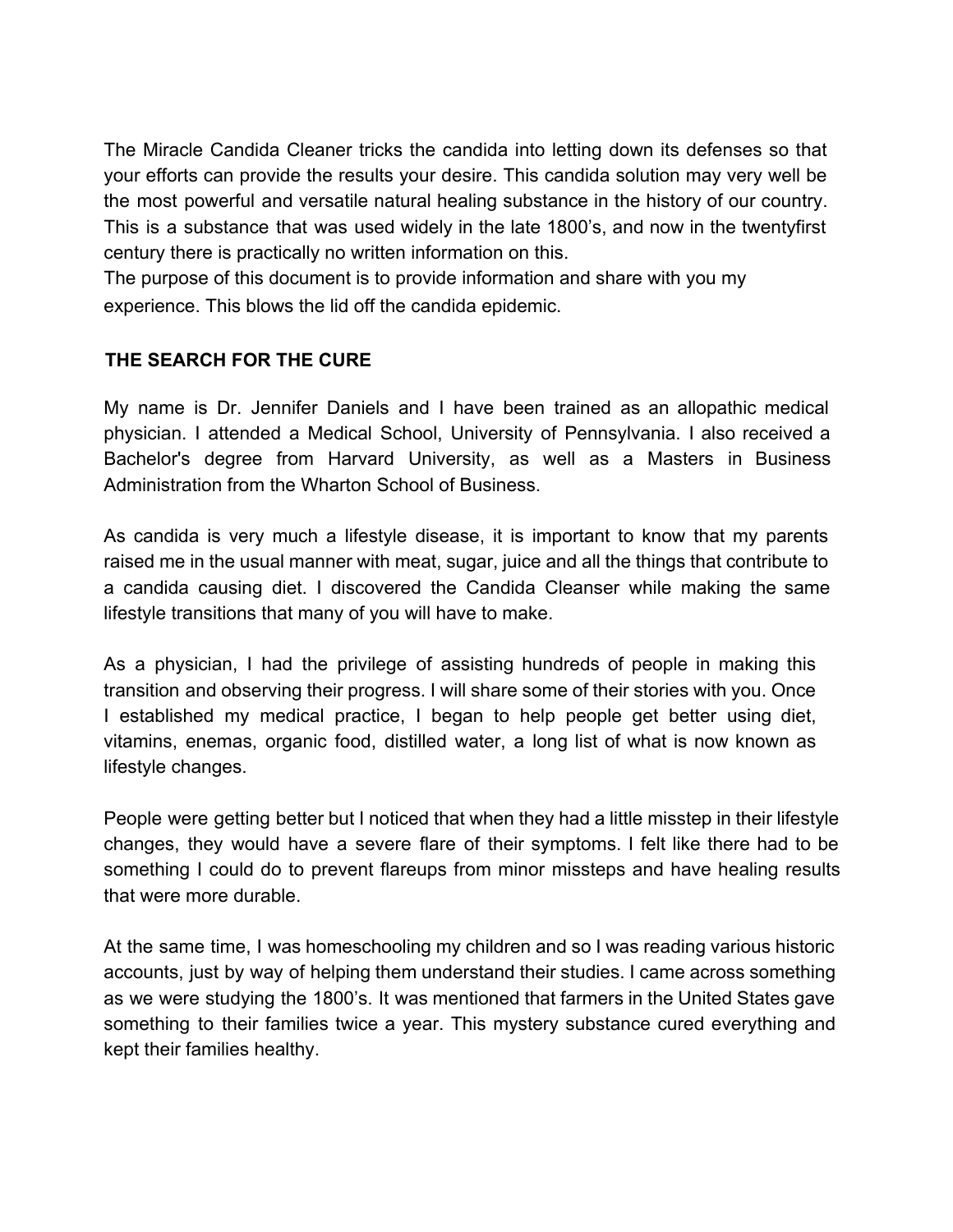The Miracle Candida Cleaner tricks the candida into letting down its defenses so that your efforts can provide the results your desire. This candida solution may very well be the most powerful and versatile natural healing substance in the history of our country. This is a substance that was used widely in the late 1800's, and now in the twentyfirst century there is practically no written information on this.
The purpose of this document is to provide information and share with you my experience. This blows the lid off the candida epidemic.

## THE SEARCH FOR THE CURE

My name is Dr. Jennifer Daniels and I have been trained as an allopathic medical physician. I attended a Medical School, University of Pennsylvania. I also received a Bachelor's degree from Harvard University, as well as a Masters in Business Administration from the Wharton School of Business.

As candida is very much a lifestyle disease, it is important to know that my parents raised me in the usual manner with meat, sugar, juice and all the things that contribute to a candida causing diet. I discovered the Candida Cleanser while making the same lifestyle transitions that many of you will have to make.

As a physician, I had the privilege of assisting hundreds of people in making this transition and observing their progress. I will share some of their stories with you. Once I established my medical practice, I began to help people get better using diet, vitamins, enemas, organic food, distilled water, a long list of what is now known as lifestyle changes.

People were getting better but I noticed that when they had a little misstep in their lifestyle changes, they would have a severe flare of their symptoms. I felt like there had to be something I could do to prevent flareups from minor missteps and have healing results that were more durable.

At the same time, I was homeschooling my children and so I was reading various historic accounts, just by way of helping them understand their studies. I came across something as we were studying the 1800's. It was mentioned that farmers in the United States gave something to their families twice a year. This mystery substance cured everything and kept their families healthy.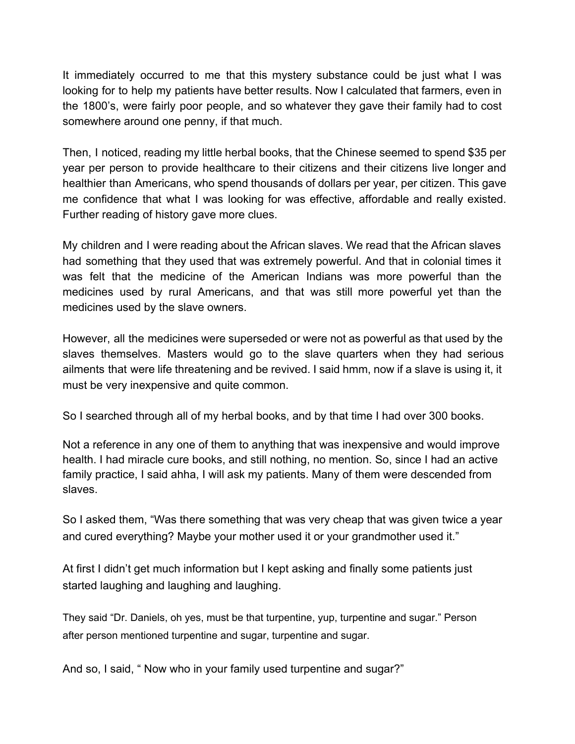It immediately occurred to me that this mystery substance could be just what I was looking for to help my patients have better results. Now I calculated that farmers, even in the 1800's, were fairly poor people, and so whatever they gave their family had to cost somewhere around one penny, if that much.

Then, I noticed, reading my little herbal books, that the Chinese seemed to spend $35 per year per person to provide healthcare to their citizens and their citizens live longer and healthier than Americans, who spend thousands of dollars per year, per citizen. This gave me confidence that what I was looking for was effective, affordable and really existed. Further reading of history gave more clues.

My children and I were reading about the African slaves. We read that the African slaves had something that they used that was extremely powerful. And that in colonial times it was felt that the medicine of the American Indians was more powerful than the medicines used by rural Americans, and that was still more powerful yet than the medicines used by the slave owners.

However, all the medicines were superseded or were not as powerful as that used by the slaves themselves. Masters would go to the slave quarters when they had serious ailments that were life threatening and be revived. I said hmm, now if a slave is using it, it must be very inexpensive and quite common.

So I searched through all of my herbal books, and by that time I had over 300 books.

Not a reference in any one of them to anything that was inexpensive and would improve health. I had miracle cure books, and still nothing, no mention. So, since I had an active family practice, I said ahha, I will ask my patients. Many of them were descended from slaves.

So I asked them, "Was there something that was very cheap that was given twice a year and cured everything? Maybe your mother used it or your grandmother used it."

At first I didn't get much information but I kept asking and finally some patients just started laughing and laughing and laughing.

They said "Dr. Daniels, oh yes, must be that turpentine, yup, turpentine and sugar." Person after person mentioned turpentine and sugar, turpentine and sugar.

And so, I said, " Now who in your family used turpentine and sugar?"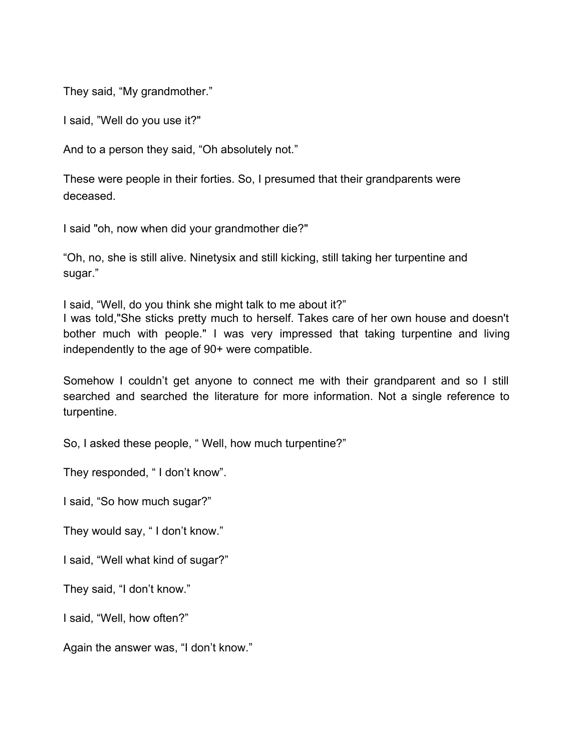They said, “My grandmother.”

I said, ”Well do you use it?"

And to a person they said, “Oh absolutely not.”

These were people in their forties. So, I presumed that their grandparents were deceased.

I said "oh, now when did your grandmother die?"

“Oh, no, she is still alive. Ninetysix and still kicking, still taking her turpentine and sugar.”

I said, “Well, do you think she might talk to me about it?”
I was told,"She sticks pretty much to herself. Takes care of her own house and doesn't bother much with people." I was very impressed that taking turpentine and living independently to the age of 90+ were compatible.

Somehow I couldn’t get anyone to connect me with their grandparent and so I still searched and searched the literature for more information. Not a single reference to turpentine.

So, I asked these people, “ Well, how much turpentine?”

They responded, “ I don’t know”.

I said, “So how much sugar?”

They would say, “ I don’t know.”

I said, “Well what kind of sugar?”

They said, “I don’t know.”

I said, “Well, how often?”

Again the answer was, “I don’t know.”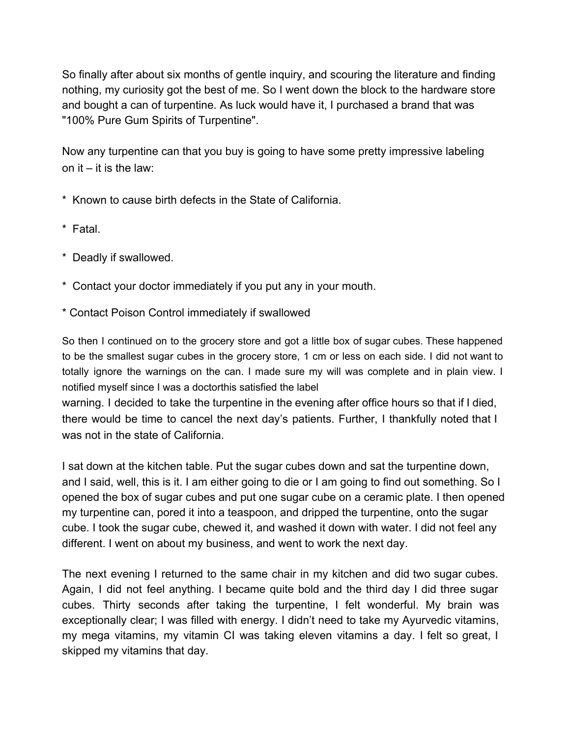So finally after about six months of gentle inquiry, and scouring the literature and finding nothing, my curiosity got the best of me. So I went down the block to the hardware store and bought a can of turpentine. As luck would have it, I purchased a brand that was "100% Pure Gum Spirits of Turpentine".

Now any turpentine can that you buy is going to have some pretty impressive labeling on it – it is the law:

*  Known to cause birth defects in the State of California.

*  Fatal.

*  Deadly if swallowed.

*  Contact your doctor immediately if you put any in your mouth.

* Contact Poison Control immediately if swallowed

So then I continued on to the grocery store and got a little box of sugar cubes. These happened to be the smallest sugar cubes in the grocery store, 1 cm or less on each side. I did not want to totally ignore the warnings on the can. I made sure my will was complete and in plain view. I notified myself since I was a doctorthis satisfied the label warning. I decided to take the turpentine in the evening after office hours so that if I died, there would be time to cancel the next day's patients. Further, I thankfully noted that I was not in the state of California.

I sat down at the kitchen table. Put the sugar cubes down and sat the turpentine down, and I said, well, this is it. I am either going to die or I am going to find out something. So I opened the box of sugar cubes and put one sugar cube on a ceramic plate. I then opened my turpentine can, pored it into a teaspoon, and dripped the turpentine, onto the sugar cube. I took the sugar cube, chewed it, and washed it down with water. I did not feel any different. I went on about my business, and went to work the next day.

The next evening I returned to the same chair in my kitchen and did two sugar cubes. Again, I did not feel anything. I became quite bold and the third day I did three sugar cubes. Thirty seconds after taking the turpentine, I felt wonderful. My brain was exceptionally clear; I was filled with energy. I didn't need to take my Ayurvedic vitamins, my mega vitamins, my vitamin CI was taking eleven vitamins a day. I felt so great, I skipped my vitamins that day.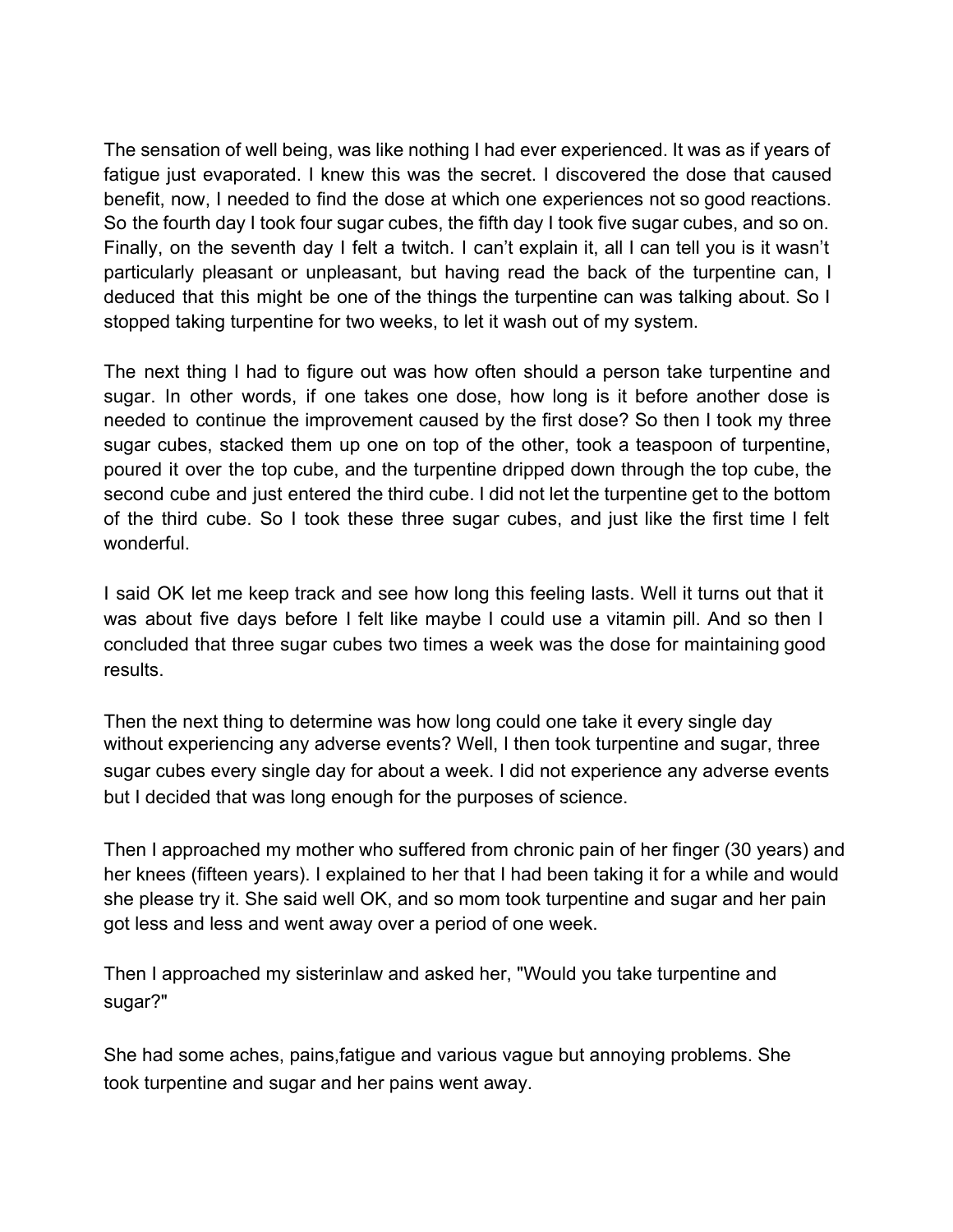The sensation of well being, was like nothing I had ever experienced. It was as if years of fatigue just evaporated. I knew this was the secret. I discovered the dose that caused benefit, now, I needed to find the dose at which one experiences not so good reactions. So the fourth day I took four sugar cubes, the fifth day I took five sugar cubes, and so on. Finally, on the seventh day I felt a twitch. I can't explain it, all I can tell you is it wasn't particularly pleasant or unpleasant, but having read the back of the turpentine can, I deduced that this might be one of the things the turpentine can was talking about. So I stopped taking turpentine for two weeks, to let it wash out of my system.

The next thing I had to figure out was how often should a person take turpentine and sugar. In other words, if one takes one dose, how long is it before another dose is needed to continue the improvement caused by the first dose? So then I took my three sugar cubes, stacked them up one on top of the other, took a teaspoon of turpentine, poured it over the top cube, and the turpentine dripped down through the top cube, the second cube and just entered the third cube. I did not let the turpentine get to the bottom of the third cube. So I took these three sugar cubes, and just like the first time I felt wonderful.

I said OK let me keep track and see how long this feeling lasts. Well it turns out that it was about five days before I felt like maybe I could use a vitamin pill. And so then I concluded that three sugar cubes two times a week was the dose for maintaining good results.

Then the next thing to determine was how long could one take it every single day without experiencing any adverse events? Well, I then took turpentine and sugar, three sugar cubes every single day for about a week. I did not experience any adverse events but I decided that was long enough for the purposes of science.

Then I approached my mother who suffered from chronic pain of her finger (30 years) and her knees (fifteen years). I explained to her that I had been taking it for a while and would she please try it. She said well OK, and so mom took turpentine and sugar and her pain got less and less and went away over a period of one week.

Then I approached my sisterinlaw and asked her, "Would you take turpentine and sugar?"

She had some aches, pains,fatigue and various vague but annoying problems. She took turpentine and sugar and her pains went away.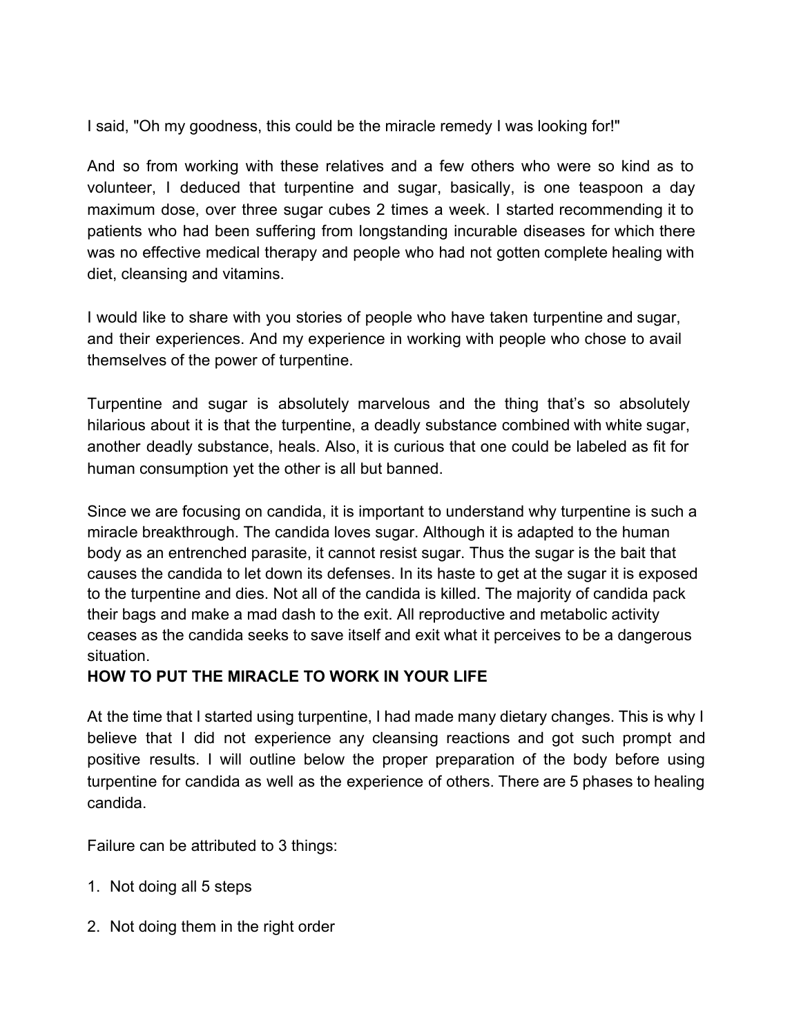I said, "Oh my goodness, this could be the miracle remedy I was looking for!"

And so from working with these relatives and a few others who were so kind as to volunteer, I deduced that turpentine and sugar, basically, is one teaspoon a day maximum dose, over three sugar cubes 2 times a week. I started recommending it to patients who had been suffering from longstanding incurable diseases for which there was no effective medical therapy and people who had not gotten complete healing with diet, cleansing and vitamins.

I would like to share with you stories of people who have taken turpentine and sugar, and their experiences. And my experience in working with people who chose to avail themselves of the power of turpentine.

Turpentine and sugar is absolutely marvelous and the thing that's so absolutely hilarious about it is that the turpentine, a deadly substance combined with white sugar, another deadly substance, heals. Also, it is curious that one could be labeled as fit for human consumption yet the other is all but banned.

Since we are focusing on candida, it is important to understand why turpentine is such a miracle breakthrough. The candida loves sugar. Although it is adapted to the human body as an entrenched parasite, it cannot resist sugar. Thus the sugar is the bait that causes the candida to let down its defenses. In its haste to get at the sugar it is exposed to the turpentine and dies. Not all of the candida is killed. The majority of candida pack their bags and make a mad dash to the exit. All reproductive and metabolic activity ceases as the candida seeks to save itself and exit what it perceives to be a dangerous situation.

**HOW TO PUT THE MIRACLE TO WORK IN YOUR LIFE**

At the time that I started using turpentine, I had made many dietary changes. This is why I believe that I did not experience any cleansing reactions and got such prompt and positive results. I will outline below the proper preparation of the body before using turpentine for candida as well as the experience of others. There are 5 phases to healing candida.

Failure can be attributed to 3 things:

1. Not doing all 5 steps
2. Not doing them in the right order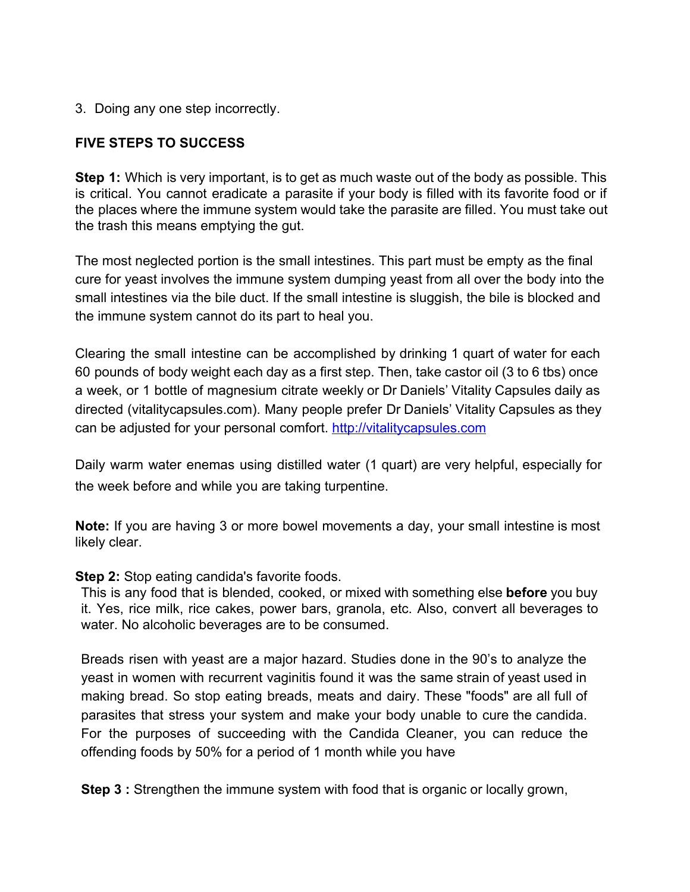3. Doing any one step incorrectly.

**FIVE STEPS TO SUCCESS**

**Step 1:** Which is very important, is to get as much waste out of the body as possible. This is critical. You cannot eradicate a parasite if your body is filled with its favorite food or if the places where the immune system would take the parasite are filled. You must take out the trash this means emptying the gut.

The most neglected portion is the small intestines. This part must be empty as the final cure for yeast involves the immune system dumping yeast from all over the body into the small intestines via the bile duct. If the small intestine is sluggish, the bile is blocked and the immune system cannot do its part to heal you.

Clearing the small intestine can be accomplished by drinking 1 quart of water for each 60 pounds of body weight each day as a first step. Then, take castor oil (3 to 6 tbs) once a week, or 1 bottle of magnesium citrate weekly or Dr Daniels' Vitality Capsules daily as directed (vitalitycapsules.com). Many people prefer Dr Daniels' Vitality Capsules as they can be adjusted for your personal comfort. [http://vitalitycapsules.com](http://vitalitycapsules.com)

Daily warm water enemas using distilled water (1 quart) are very helpful, especially for the week before and while you are taking turpentine.

**Note:** If you are having 3 or more bowel movements a day, your small intestine is most likely clear.

**Step 2:** Stop eating candida's favorite foods.

This is any food that is blended, cooked, or mixed with something else **before** you buy it. Yes, rice milk, rice cakes, power bars, granola, etc. Also, convert all beverages to water. No alcoholic beverages are to be consumed.

Breads risen with yeast are a major hazard. Studies done in the 90's to analyze the yeast in women with recurrent vaginitis found it was the same strain of yeast used in making bread. So stop eating breads, meats and dairy. These "foods" are all full of parasites that stress your system and make your body unable to cure the candida. For the purposes of succeeding with the Candida Cleaner, you can reduce the offending foods by 50% for a period of 1 month while you have

**Step 3 :** Strengthen the immune system with food that is organic or locally grown,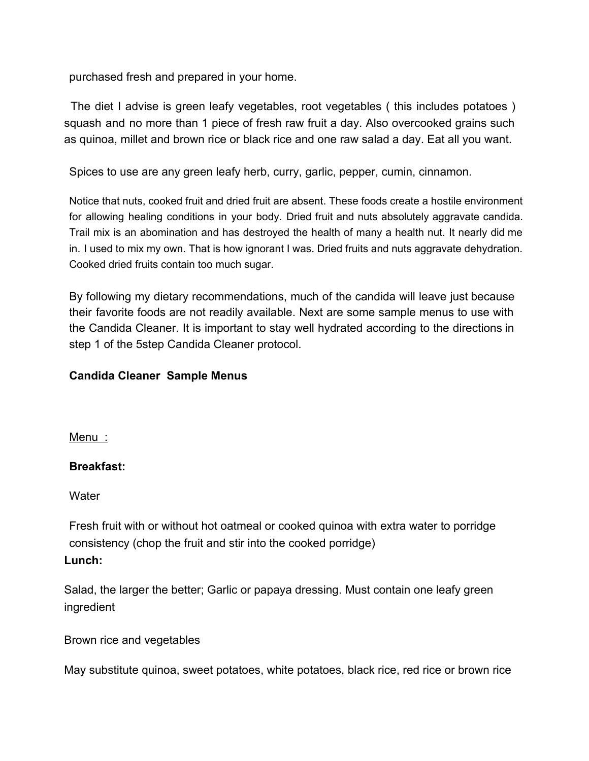purchased fresh and prepared in your home.

The diet I advise is green leafy vegetables, root vegetables ( this includes potatoes ) squash and no more than 1 piece of fresh raw fruit a day. Also overcooked grains such as quinoa, millet and brown rice or black rice and one raw salad a day. Eat all you want.

Spices to use are any green leafy herb, curry, garlic, pepper, cumin, cinnamon.

Notice that nuts, cooked fruit and dried fruit are absent. These foods create a hostile environment for allowing healing conditions in your body. Dried fruit and nuts absolutely aggravate candida. Trail mix is an abomination and has destroyed the health of many a health nut. It nearly did me in. I used to mix my own. That is how ignorant I was. Dried fruits and nuts aggravate dehydration. Cooked dried fruits contain too much sugar.

By following my dietary recommendations, much of the candida will leave just because their favorite foods are not readily available. Next are some sample menus to use with the Candida Cleaner. It is important to stay well hydrated according to the directions in step 1 of the 5step Candida Cleaner protocol.

**Candida Cleaner Sample Menus**

Menu :

**Breakfast:**

Water

Fresh fruit with or without hot oatmeal or cooked quinoa with extra water to porridge consistency (chop the fruit and stir into the cooked porridge)

**Lunch:**

Salad, the larger the better; Garlic or papaya dressing. Must contain one leafy green ingredient

Brown rice and vegetables

May substitute quinoa, sweet potatoes, white potatoes, black rice, red rice or brown rice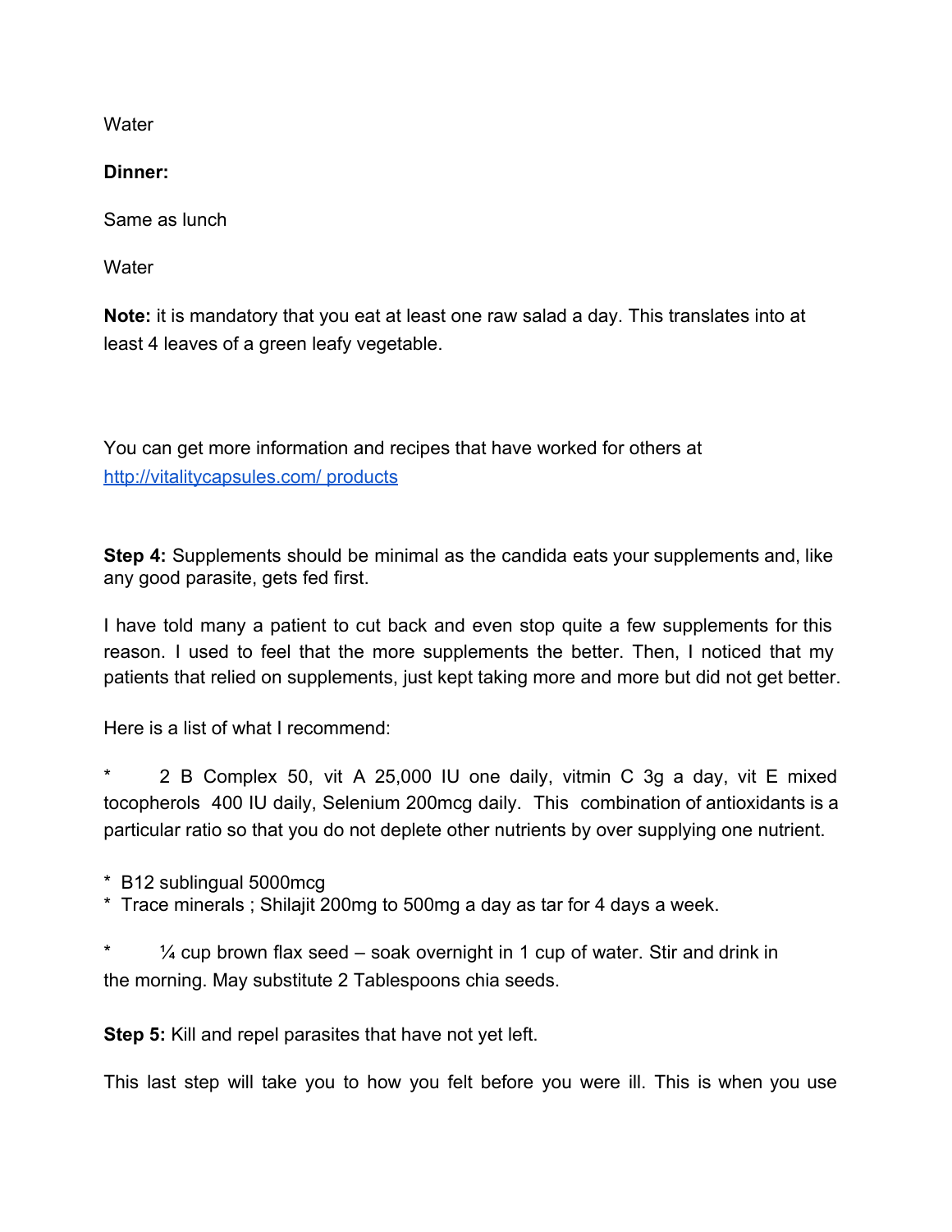Water

**Dinner:**

Same as lunch

Water

**Note:** it is mandatory that you eat at least one raw salad a day. This translates into at least 4 leaves of a green leafy vegetable.

You can get more information and recipes that have worked for others at [http://vitalitycapsules.com/ products](http://vitalitycapsules.com/products)

**Step 4:** Supplements should be minimal as the candida eats your supplements and, like any good parasite, gets fed first.

I have told many a patient to cut back and even stop quite a few supplements for this reason. I used to feel that the more supplements the better. Then, I noticed that my patients that relied on supplements, just kept taking more and more but did not get better.

Here is a list of what I recommend:

* 2 B Complex 50, vit A 25,000 IU one daily, vitmin C 3g a day, vit E mixed tocopherols 400 IU daily, Selenium 200mcg daily. This combination of antioxidants is a particular ratio so that you do not deplete other nutrients by over supplying one nutrient.

* B12 sublingual 5000mcg
* Trace minerals ; Shilajit 200mg to 500mg a day as tar for 4 days a week.

* ¼ cup brown flax seed – soak overnight in 1 cup of water. Stir and drink in the morning. May substitute 2 Tablespoons chia seeds.

**Step 5:** Kill and repel parasites that have not yet left.

This last step will take you to how you felt before you were ill. This is when you use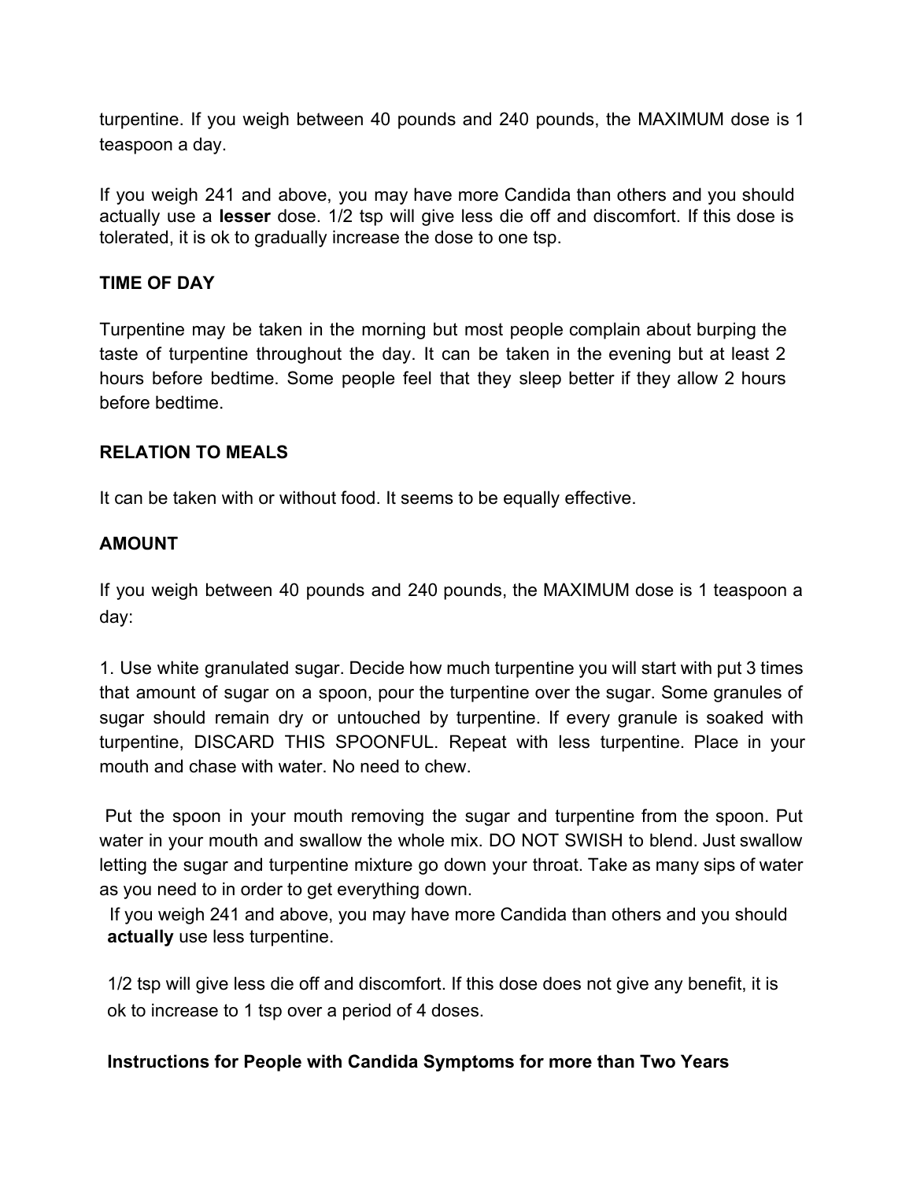turpentine. If you weigh between 40 pounds and 240 pounds, the MAXIMUM dose is 1 teaspoon a day.

If you weigh 241 and above, you may have more Candida than others and you should actually use a **lesser** dose. 1/2 tsp will give less die off and discomfort. If this dose is tolerated, it is ok to gradually increase the dose to one tsp.

**TIME OF DAY**

Turpentine may be taken in the morning but most people complain about burping the taste of turpentine throughout the day. It can be taken in the evening but at least 2 hours before bedtime. Some people feel that they sleep better if they allow 2 hours before bedtime.

**RELATION TO MEALS**

It can be taken with or without food. It seems to be equally effective.

**AMOUNT**

If you weigh between 40 pounds and 240 pounds, the MAXIMUM dose is 1 teaspoon a day:

1. Use white granulated sugar. Decide how much turpentine you will start with put 3 times that amount of sugar on a spoon, pour the turpentine over the sugar. Some granules of sugar should remain dry or untouched by turpentine. If every granule is soaked with turpentine, DISCARD THIS SPOONFUL. Repeat with less turpentine. Place in your mouth and chase with water. No need to chew.

Put the spoon in your mouth removing the sugar and turpentine from the spoon. Put water in your mouth and swallow the whole mix. DO NOT SWISH to blend. Just swallow letting the sugar and turpentine mixture go down your throat. Take as many sips of water as you need to in order to get everything down.

If you weigh 241 and above, you may have more Candida than others and you should **actually** use less turpentine.

1/2 tsp will give less die off and discomfort. If this dose does not give any benefit, it is ok to increase to 1 tsp over a period of 4 doses.

**Instructions for People with Candida Symptoms for more than Two Years**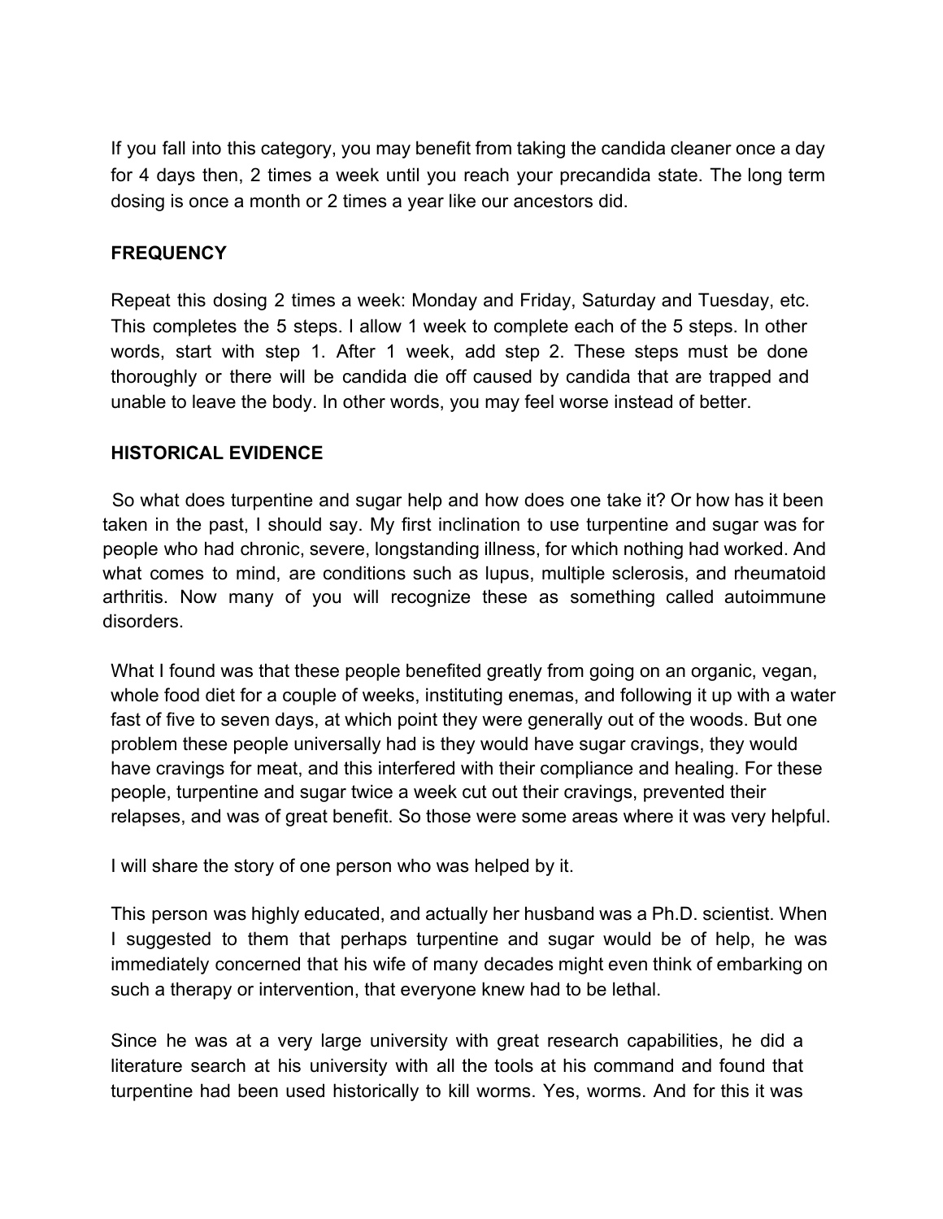If you fall into this category, you may benefit from taking the candida cleaner once a day for 4 days then, 2 times a week until you reach your precandida state. The long term dosing is once a month or 2 times a year like our ancestors did.

**FREQUENCY**

Repeat this dosing 2 times a week: Monday and Friday, Saturday and Tuesday, etc. This completes the 5 steps. I allow 1 week to complete each of the 5 steps. In other words, start with step 1. After 1 week, add step 2. These steps must be done thoroughly or there will be candida die off caused by candida that are trapped and unable to leave the body. In other words, you may feel worse instead of better.

**HISTORICAL EVIDENCE**

So what does turpentine and sugar help and how does one take it? Or how has it been taken in the past, I should say. My first inclination to use turpentine and sugar was for people who had chronic, severe, longstanding illness, for which nothing had worked. And what comes to mind, are conditions such as lupus, multiple sclerosis, and rheumatoid arthritis. Now many of you will recognize these as something called autoimmune disorders.

What I found was that these people benefited greatly from going on an organic, vegan, whole food diet for a couple of weeks, instituting enemas, and following it up with a water fast of five to seven days, at which point they were generally out of the woods. But one problem these people universally had is they would have sugar cravings, they would have cravings for meat, and this interfered with their compliance and healing. For these people, turpentine and sugar twice a week cut out their cravings, prevented their relapses, and was of great benefit. So those were some areas where it was very helpful.

I will share the story of one person who was helped by it.

This person was highly educated, and actually her husband was a Ph.D. scientist. When I suggested to them that perhaps turpentine and sugar would be of help, he was immediately concerned that his wife of many decades might even think of embarking on such a therapy or intervention, that everyone knew had to be lethal.

Since he was at a very large university with great research capabilities, he did a literature search at his university with all the tools at his command and found that turpentine had been used historically to kill worms. Yes, worms. And for this it was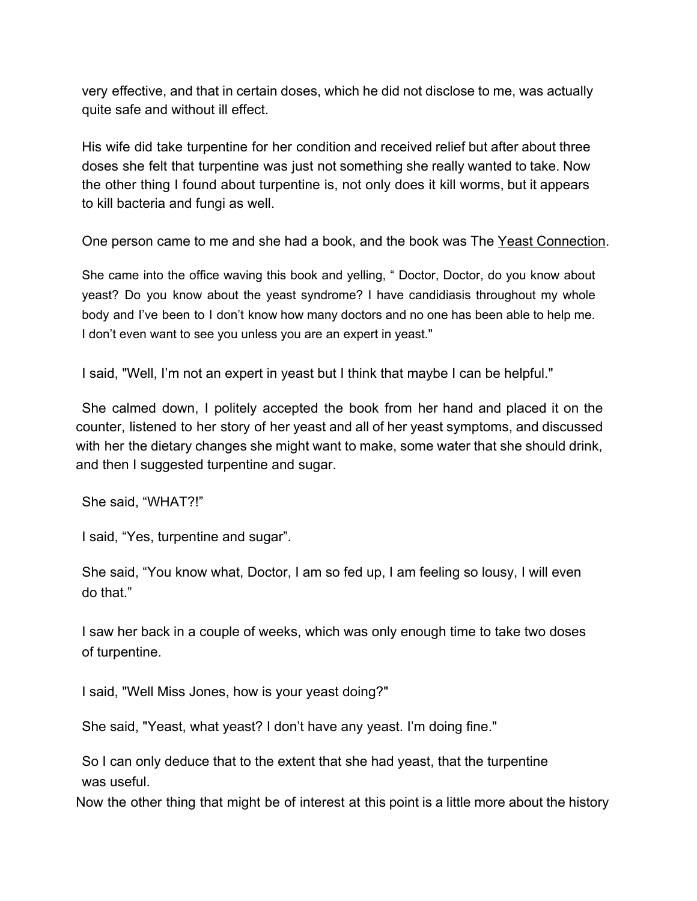very effective, and that in certain doses, which he did not disclose to me, was actually quite safe and without ill effect.

His wife did take turpentine for her condition and received relief but after about three doses she felt that turpentine was just not something she really wanted to take. Now the other thing I found about turpentine is, not only does it kill worms, but it appears to kill bacteria and fungi as well.

One person came to me and she had a book, and the book was The Yeast Connection.

She came into the office waving this book and yelling, " Doctor, Doctor, do you know about yeast? Do you know about the yeast syndrome? I have candidiasis throughout my whole body and I've been to I don't know how many doctors and no one has been able to help me. I don't even want to see you unless you are an expert in yeast."

I said, "Well, I'm not an expert in yeast but I think that maybe I can be helpful."

She calmed down, I politely accepted the book from her hand and placed it on the counter, listened to her story of her yeast and all of her yeast symptoms, and discussed with her the dietary changes she might want to make, some water that she should drink, and then I suggested turpentine and sugar.

She said, "WHAT?!"

I said, "Yes, turpentine and sugar".

She said, "You know what, Doctor, I am so fed up, I am feeling so lousy, I will even do that."

I saw her back in a couple of weeks, which was only enough time to take two doses of turpentine.

I said, "Well Miss Jones, how is your yeast doing?"

She said, "Yeast, what yeast? I don't have any yeast. I'm doing fine."

So I can only deduce that to the extent that she had yeast, that the turpentine was useful.

Now the other thing that might be of interest at this point is a little more about the history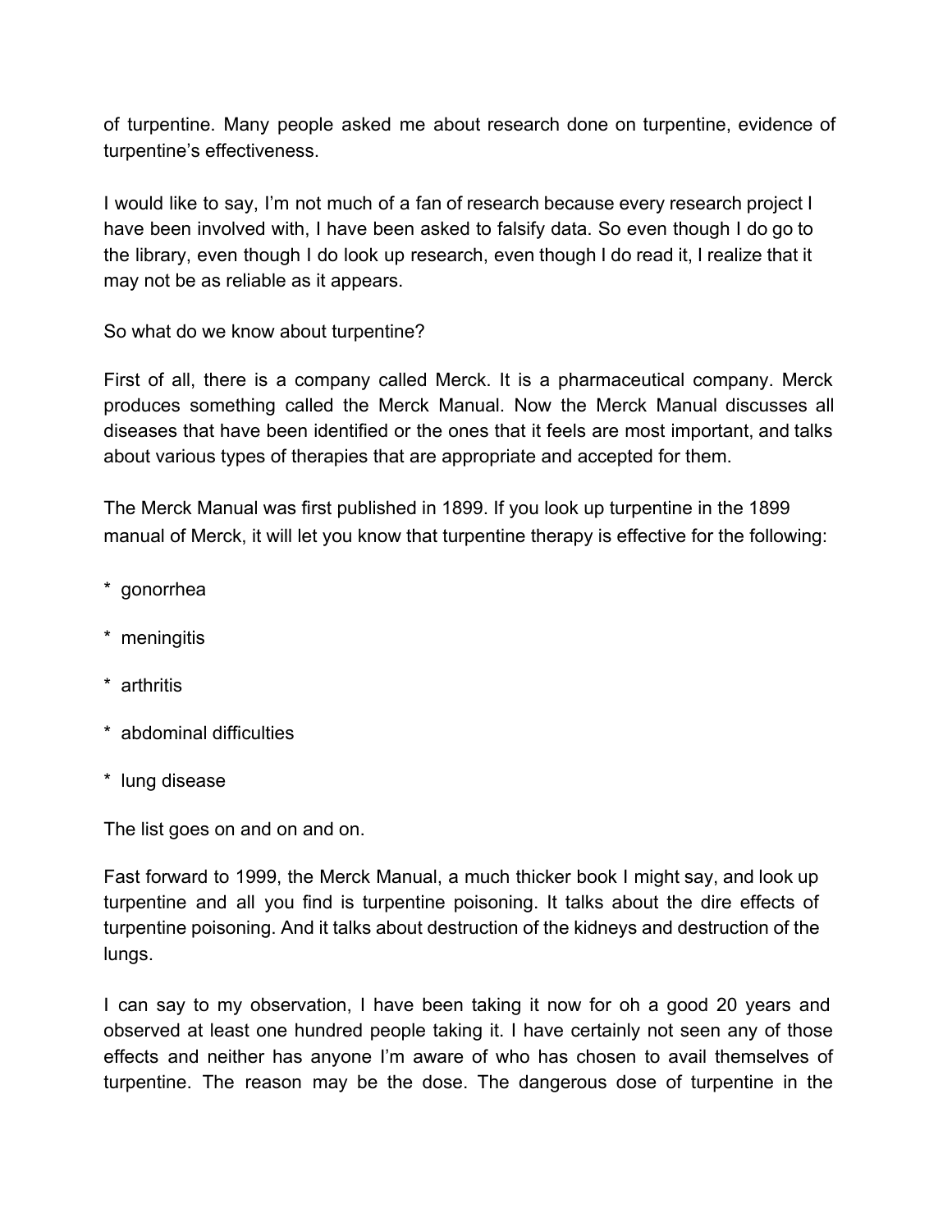of turpentine. Many people asked me about research done on turpentine, evidence of turpentine's effectiveness.

I would like to say, I'm not much of a fan of research because every research project I have been involved with, I have been asked to falsify data. So even though I do go to the library, even though I do look up research, even though I do read it, I realize that it may not be as reliable as it appears.

So what do we know about turpentine?

First of all, there is a company called Merck. It is a pharmaceutical company. Merck produces something called the Merck Manual. Now the Merck Manual discusses all diseases that have been identified or the ones that it feels are most important, and talks about various types of therapies that are appropriate and accepted for them.

The Merck Manual was first published in 1899. If you look up turpentine in the 1899 manual of Merck, it will let you know that turpentine therapy is effective for the following:

* gonorrhea
* meningitis
* arthritis
* abdominal difficulties
* lung disease

The list goes on and on and on.

Fast forward to 1999, the Merck Manual, a much thicker book I might say, and look up turpentine and all you find is turpentine poisoning. It talks about the dire effects of turpentine poisoning. And it talks about destruction of the kidneys and destruction of the lungs.

I can say to my observation, I have been taking it now for oh a good 20 years and observed at least one hundred people taking it. I have certainly not seen any of those effects and neither has anyone I'm aware of who has chosen to avail themselves of turpentine. The reason may be the dose. The dangerous dose of turpentine in the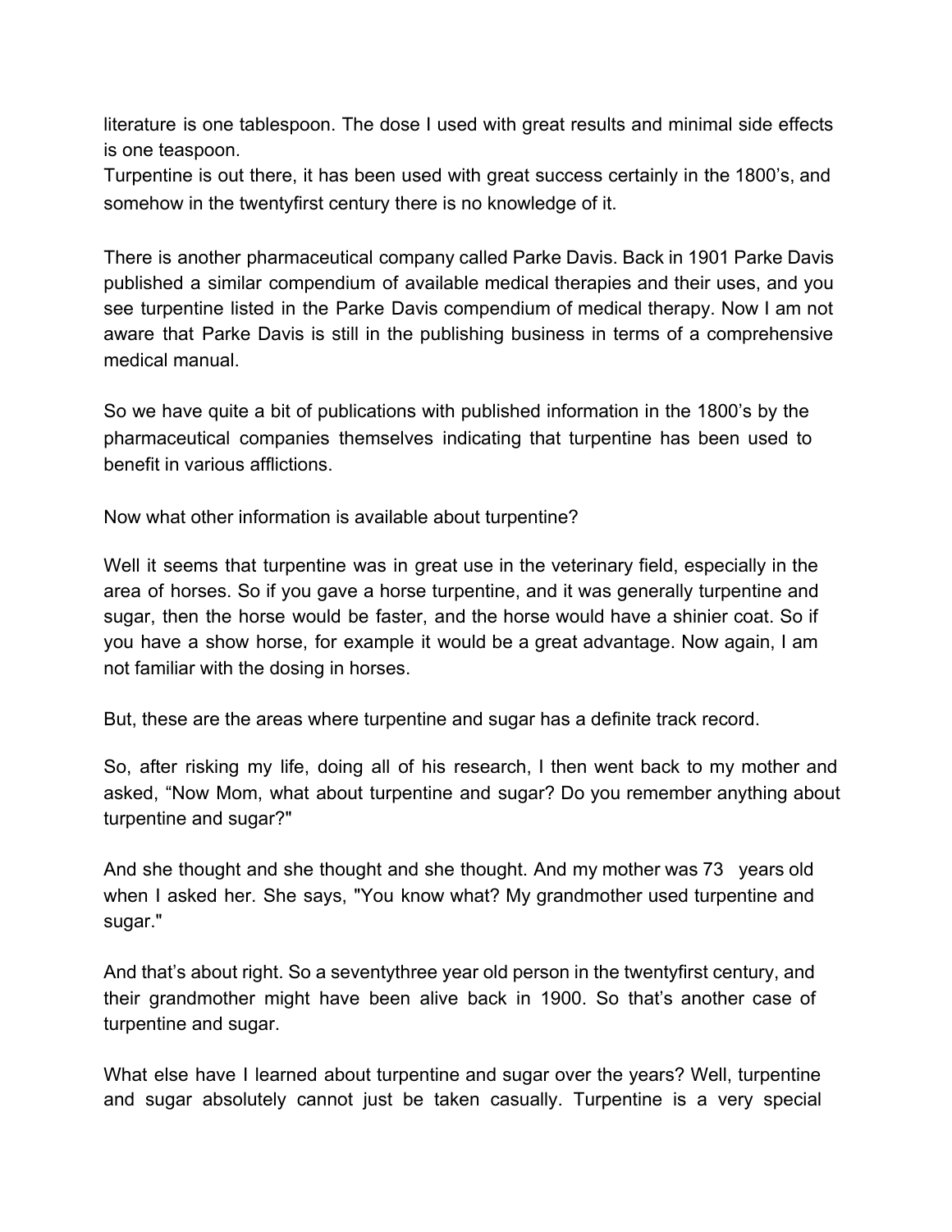literature is one tablespoon. The dose I used with great results and minimal side effects is one teaspoon.
Turpentine is out there, it has been used with great success certainly in the 1800's, and somehow in the twentyfirst century there is no knowledge of it.

There is another pharmaceutical company called Parke Davis. Back in 1901 Parke Davis published a similar compendium of available medical therapies and their uses, and you see turpentine listed in the Parke Davis compendium of medical therapy. Now I am not aware that Parke Davis is still in the publishing business in terms of a comprehensive medical manual.

So we have quite a bit of publications with published information in the 1800's by the pharmaceutical companies themselves indicating that turpentine has been used to benefit in various afflictions.

Now what other information is available about turpentine?

Well it seems that turpentine was in great use in the veterinary field, especially in the area of horses. So if you gave a horse turpentine, and it was generally turpentine and sugar, then the horse would be faster, and the horse would have a shinier coat. So if you have a show horse, for example it would be a great advantage. Now again, I am not familiar with the dosing in horses.

But, these are the areas where turpentine and sugar has a definite track record.

So, after risking my life, doing all of his research, I then went back to my mother and asked, "Now Mom, what about turpentine and sugar? Do you remember anything about turpentine and sugar?"

And she thought and she thought and she thought. And my mother was 73 years old when I asked her. She says, "You know what? My grandmother used turpentine and sugar."

And that's about right. So a seventythree year old person in the twentyfirst century, and their grandmother might have been alive back in 1900. So that's another case of turpentine and sugar.

What else have I learned about turpentine and sugar over the years? Well, turpentine and sugar absolutely cannot just be taken casually. Turpentine is a very special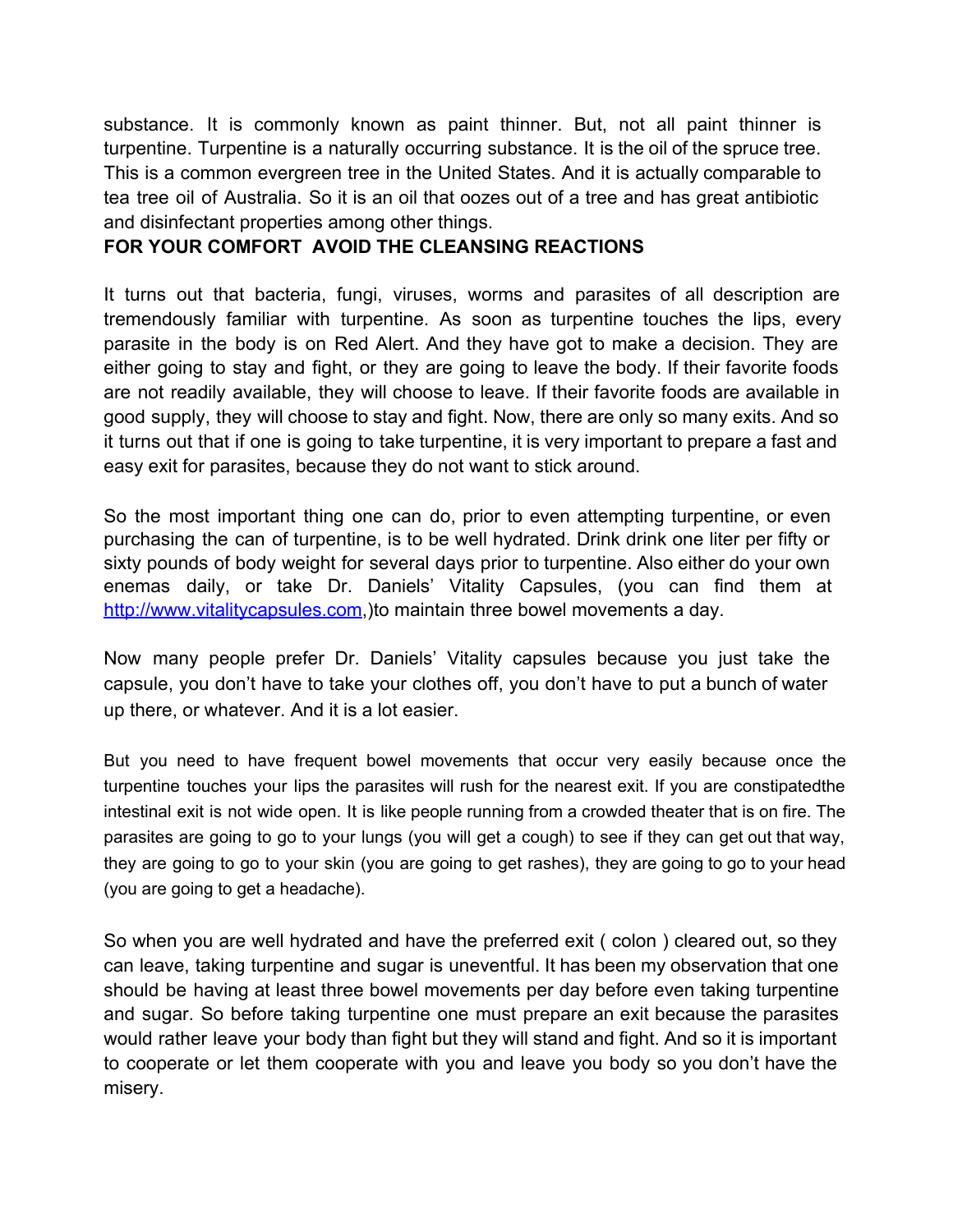substance. It is commonly known as paint thinner. But, not all paint thinner is turpentine. Turpentine is a naturally occurring substance. It is the oil of the spruce tree. This is a common evergreen tree in the United States. And it is actually comparable to tea tree oil of Australia. So it is an oil that oozes out of a tree and has great antibiotic and disinfectant properties among other things.

**FOR YOUR COMFORT AVOID THE CLEANSING REACTIONS**

It turns out that bacteria, fungi, viruses, worms and parasites of all description are tremendously familiar with turpentine. As soon as turpentine touches the lips, every parasite in the body is on Red Alert. And they have got to make a decision. They are either going to stay and fight, or they are going to leave the body. If their favorite foods are not readily available, they will choose to leave. If their favorite foods are available in good supply, they will choose to stay and fight. Now, there are only so many exits. And so it turns out that if one is going to take turpentine, it is very important to prepare a fast and easy exit for parasites, because they do not want to stick around.

So the most important thing one can do, prior to even attempting turpentine, or even purchasing the can of turpentine, is to be well hydrated. Drink drink one liter per fifty or sixty pounds of body weight for several days prior to turpentine. Also either do your own enemas daily, or take Dr. Daniels' Vitality Capsules, (you can find them at [http://www.vitalitycapsules.com](http://www.vitalitycapsules.com),)to maintain three bowel movements a day.

Now many people prefer Dr. Daniels' Vitality capsules because you just take the capsule, you don't have to take your clothes off, you don't have to put a bunch of water up there, or whatever. And it is a lot easier.

But you need to have frequent bowel movements that occur very easily because once the turpentine touches your lips the parasites will rush for the nearest exit. If you are constipatedthe intestinal exit is not wide open. It is like people running from a crowded theater that is on fire. The parasites are going to go to your lungs (you will get a cough) to see if they can get out that way, they are going to go to your skin (you are going to get rashes), they are going to go to your head (you are going to get a headache).

So when you are well hydrated and have the preferred exit ( colon ) cleared out, so they can leave, taking turpentine and sugar is uneventful. It has been my observation that one should be having at least three bowel movements per day before even taking turpentine and sugar. So before taking turpentine one must prepare an exit because the parasites would rather leave your body than fight but they will stand and fight. And so it is important to cooperate or let them cooperate with you and leave you body so you don't have the misery.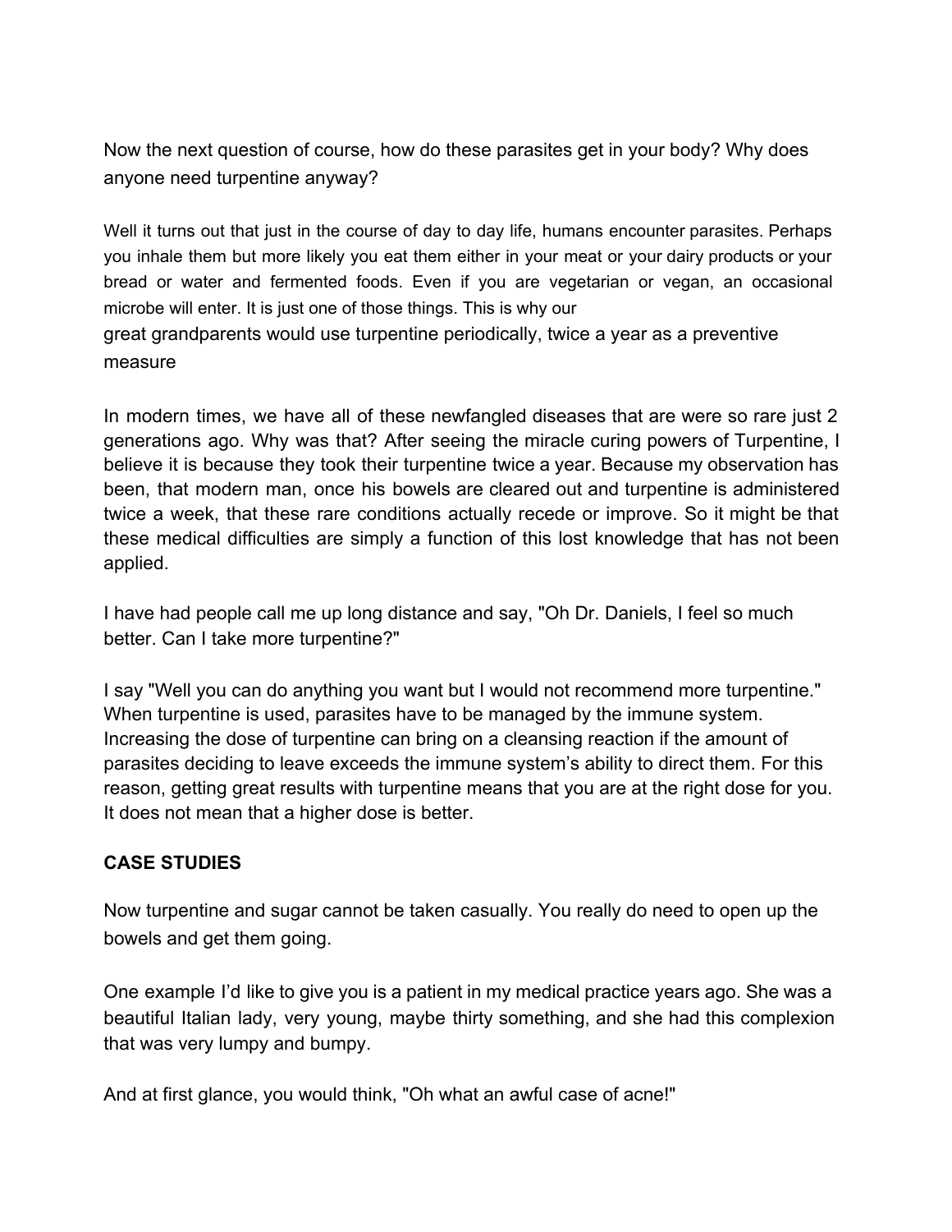Now the next question of course, how do these parasites get in your body? Why does anyone need turpentine anyway?

Well it turns out that just in the course of day to day life, humans encounter parasites. Perhaps you inhale them but more likely you eat them either in your meat or your dairy products or your bread or water and fermented foods. Even if you are vegetarian or vegan, an occasional microbe will enter. It is just one of those things. This is why our great grandparents would use turpentine periodically, twice a year as a preventive measure

In modern times, we have all of these newfangled diseases that are were so rare just 2 generations ago. Why was that? After seeing the miracle curing powers of Turpentine, I believe it is because they took their turpentine twice a year. Because my observation has been, that modern man, once his bowels are cleared out and turpentine is administered twice a week, that these rare conditions actually recede or improve. So it might be that these medical difficulties are simply a function of this lost knowledge that has not been applied.

I have had people call me up long distance and say, "Oh Dr. Daniels, I feel so much better. Can I take more turpentine?"

I say "Well you can do anything you want but I would not recommend more turpentine." When turpentine is used, parasites have to be managed by the immune system. Increasing the dose of turpentine can bring on a cleansing reaction if the amount of parasites deciding to leave exceeds the immune system's ability to direct them. For this reason, getting great results with turpentine means that you are at the right dose for you. It does not mean that a higher dose is better.

**CASE STUDIES**

Now turpentine and sugar cannot be taken casually. You really do need to open up the bowels and get them going.

One example I'd like to give you is a patient in my medical practice years ago. She was a beautiful Italian lady, very young, maybe thirty something, and she had this complexion that was very lumpy and bumpy.

And at first glance, you would think, "Oh what an awful case of acne!"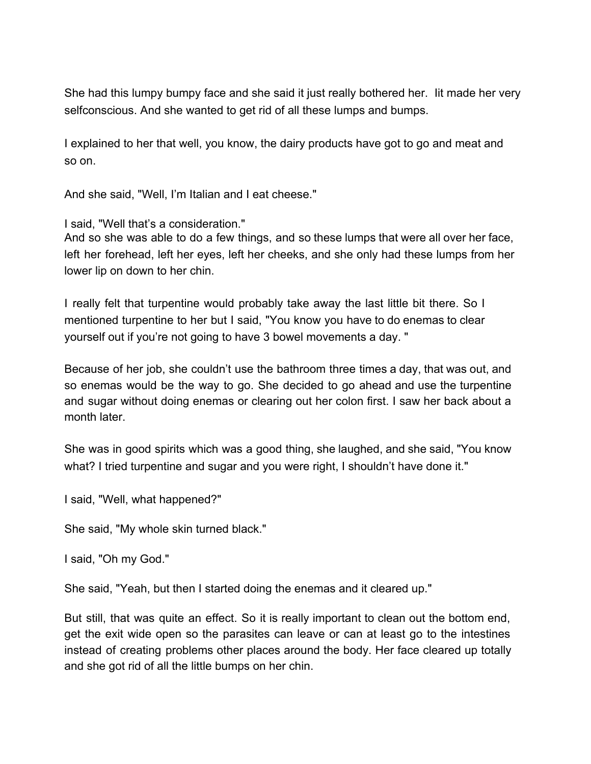She had this lumpy bumpy face and she said it just really bothered her. Iit made her very selfconscious. And she wanted to get rid of all these lumps and bumps.

I explained to her that well, you know, the dairy products have got to go and meat and so on.

And she said, "Well, I'm Italian and I eat cheese."

I said, "Well that's a consideration."
And so she was able to do a few things, and so these lumps that were all over her face, left her forehead, left her eyes, left her cheeks, and she only had these lumps from her lower lip on down to her chin.

I really felt that turpentine would probably take away the last little bit there. So I mentioned turpentine to her but I said, "You know you have to do enemas to clear yourself out if you're not going to have 3 bowel movements a day. "

Because of her job, she couldn't use the bathroom three times a day, that was out, and so enemas would be the way to go. She decided to go ahead and use the turpentine and sugar without doing enemas or clearing out her colon first. I saw her back about a month later.

She was in good spirits which was a good thing, she laughed, and she said, "You know what? I tried turpentine and sugar and you were right, I shouldn't have done it."

I said, "Well, what happened?"

She said, "My whole skin turned black."

I said, "Oh my God."

She said, "Yeah, but then I started doing the enemas and it cleared up."

But still, that was quite an effect. So it is really important to clean out the bottom end, get the exit wide open so the parasites can leave or can at least go to the intestines instead of creating problems other places around the body. Her face cleared up totally and she got rid of all the little bumps on her chin.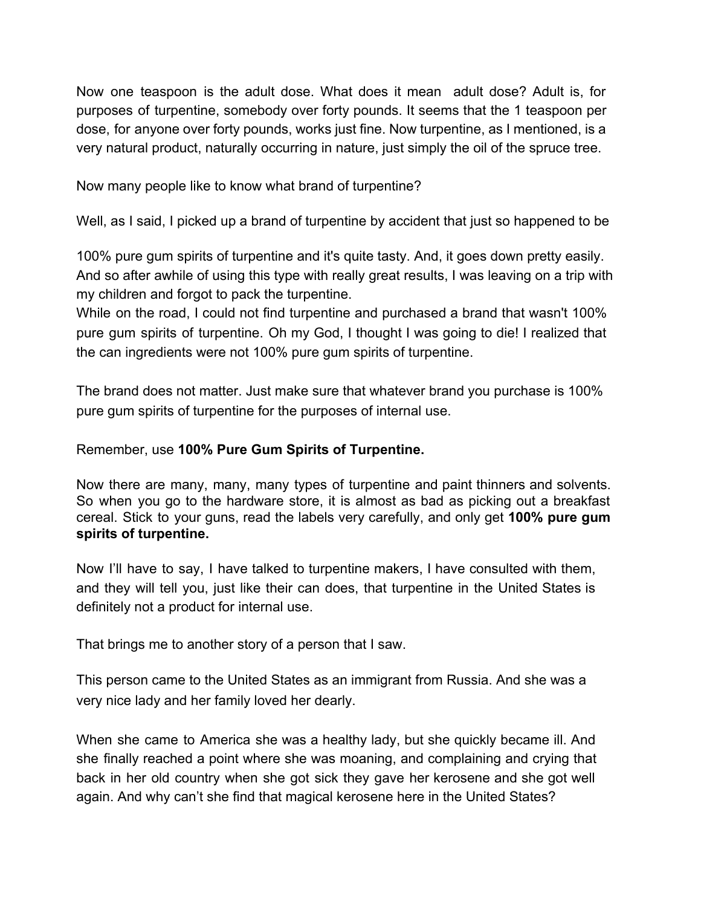Now one teaspoon is the adult dose. What does it mean adult dose? Adult is, for purposes of turpentine, somebody over forty pounds. It seems that the 1 teaspoon per dose, for anyone over forty pounds, works just fine. Now turpentine, as I mentioned, is a very natural product, naturally occurring in nature, just simply the oil of the spruce tree.

Now many people like to know what brand of turpentine?

Well, as I said, I picked up a brand of turpentine by accident that just so happened to be

100% pure gum spirits of turpentine and it's quite tasty. And, it goes down pretty easily. And so after awhile of using this type with really great results, I was leaving on a trip with my children and forgot to pack the turpentine.
While on the road, I could not find turpentine and purchased a brand that wasn't 100% pure gum spirits of turpentine. Oh my God, I thought I was going to die! I realized that the can ingredients were not 100% pure gum spirits of turpentine.

The brand does not matter. Just make sure that whatever brand you purchase is 100% pure gum spirits of turpentine for the purposes of internal use.

Remember, use **100% Pure Gum Spirits of Turpentine.**

Now there are many, many, many types of turpentine and paint thinners and solvents. So when you go to the hardware store, it is almost as bad as picking out a breakfast cereal. Stick to your guns, read the labels very carefully, and only get **100% pure gum spirits of turpentine.**

Now I'll have to say, I have talked to turpentine makers, I have consulted with them, and they will tell you, just like their can does, that turpentine in the United States is definitely not a product for internal use.

That brings me to another story of a person that I saw.

This person came to the United States as an immigrant from Russia. And she was a very nice lady and her family loved her dearly.

When she came to America she was a healthy lady, but she quickly became ill. And she finally reached a point where she was moaning, and complaining and crying that back in her old country when she got sick they gave her kerosene and she got well again. And why can't she find that magical kerosene here in the United States?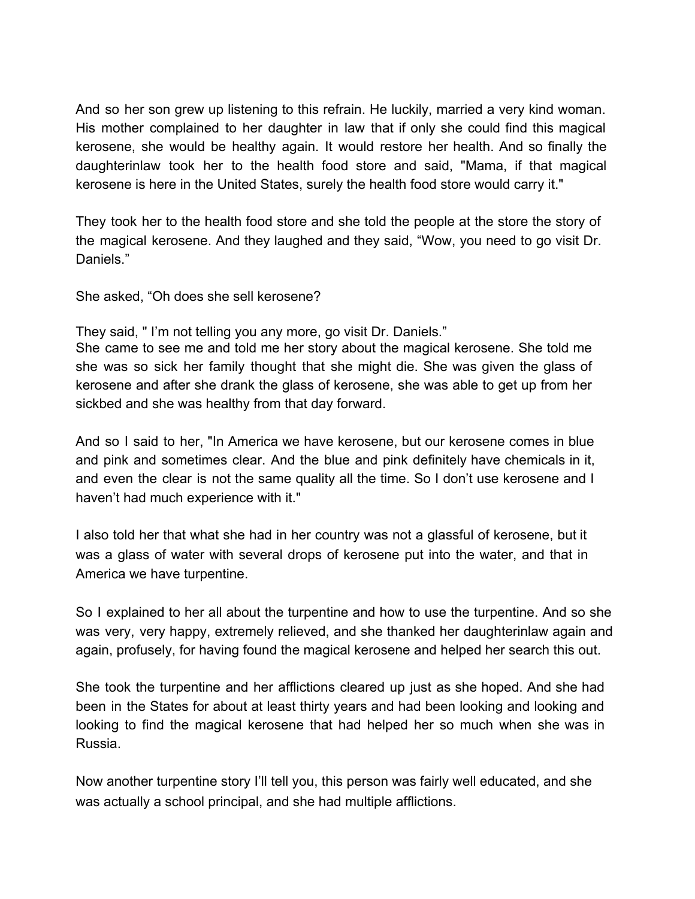And so her son grew up listening to this refrain. He luckily, married a very kind woman. His mother complained to her daughter in law that if only she could find this magical kerosene, she would be healthy again. It would restore her health. And so finally the daughterinlaw took her to the health food store and said, "Mama, if that magical kerosene is here in the United States, surely the health food store would carry it."

They took her to the health food store and she told the people at the store the story of the magical kerosene. And they laughed and they said, "Wow, you need to go visit Dr. Daniels."

She asked, "Oh does she sell kerosene?

They said, " I'm not telling you any more, go visit Dr. Daniels."

She came to see me and told me her story about the magical kerosene. She told me she was so sick her family thought that she might die. She was given the glass of kerosene and after she drank the glass of kerosene, she was able to get up from her sickbed and she was healthy from that day forward.

And so I said to her, "In America we have kerosene, but our kerosene comes in blue and pink and sometimes clear. And the blue and pink definitely have chemicals in it, and even the clear is not the same quality all the time. So I don't use kerosene and I haven't had much experience with it."

I also told her that what she had in her country was not a glassful of kerosene, but it was a glass of water with several drops of kerosene put into the water, and that in America we have turpentine.

So I explained to her all about the turpentine and how to use the turpentine. And so she was very, very happy, extremely relieved, and she thanked her daughterinlaw again and again, profusely, for having found the magical kerosene and helped her search this out.

She took the turpentine and her afflictions cleared up just as she hoped. And she had been in the States for about at least thirty years and had been looking and looking and looking to find the magical kerosene that had helped her so much when she was in Russia.

Now another turpentine story I'll tell you, this person was fairly well educated, and she was actually a school principal, and she had multiple afflictions.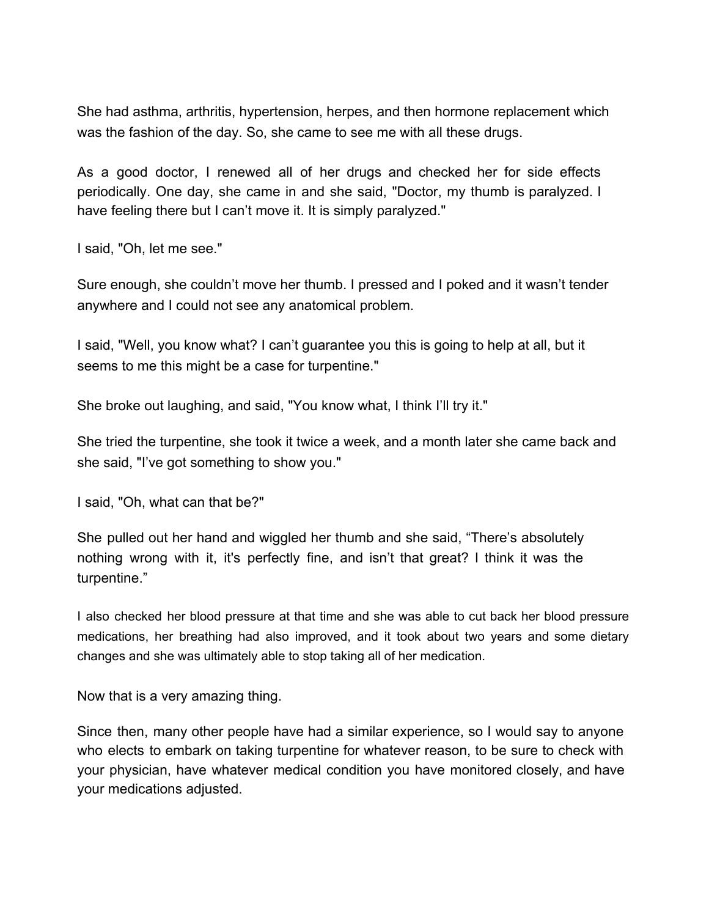She had asthma, arthritis, hypertension, herpes, and then hormone replacement which was the fashion of the day. So, she came to see me with all these drugs.

As a good doctor, I renewed all of her drugs and checked her for side effects periodically. One day, she came in and she said, "Doctor, my thumb is paralyzed. I have feeling there but I can't move it. It is simply paralyzed."

I said, "Oh, let me see."

Sure enough, she couldn't move her thumb. I pressed and I poked and it wasn't tender anywhere and I could not see any anatomical problem.

I said, "Well, you know what? I can't guarantee you this is going to help at all, but it seems to me this might be a case for turpentine."

She broke out laughing, and said, "You know what, I think I'll try it."

She tried the turpentine, she took it twice a week, and a month later she came back and she said, "I've got something to show you."

I said, "Oh, what can that be?"

She pulled out her hand and wiggled her thumb and she said, "There's absolutely nothing wrong with it, it's perfectly fine, and isn't that great? I think it was the turpentine."

I also checked her blood pressure at that time and she was able to cut back her blood pressure medications, her breathing had also improved, and it took about two years and some dietary changes and she was ultimately able to stop taking all of her medication.

Now that is a very amazing thing.

Since then, many other people have had a similar experience, so I would say to anyone who elects to embark on taking turpentine for whatever reason, to be sure to check with your physician, have whatever medical condition you have monitored closely, and have your medications adjusted.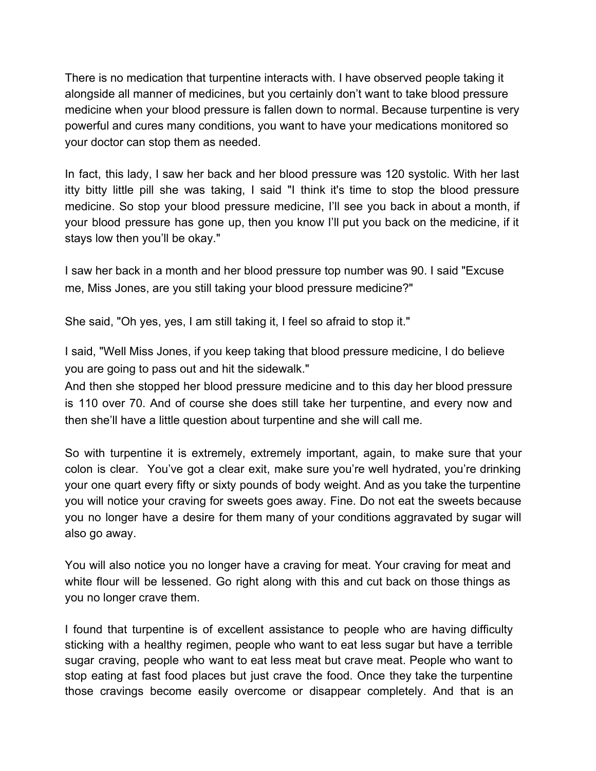There is no medication that turpentine interacts with. I have observed people taking it alongside all manner of medicines, but you certainly don't want to take blood pressure medicine when your blood pressure is fallen down to normal. Because turpentine is very powerful and cures many conditions, you want to have your medications monitored so your doctor can stop them as needed.

In fact, this lady, I saw her back and her blood pressure was 120 systolic. With her last itty bitty little pill she was taking, I said "I think it's time to stop the blood pressure medicine. So stop your blood pressure medicine, I'll see you back in about a month, if your blood pressure has gone up, then you know I'll put you back on the medicine, if it stays low then you'll be okay."

I saw her back in a month and her blood pressure top number was 90. I said "Excuse me, Miss Jones, are you still taking your blood pressure medicine?"

She said, "Oh yes, yes, I am still taking it, I feel so afraid to stop it."

I said, "Well Miss Jones, if you keep taking that blood pressure medicine, I do believe you are going to pass out and hit the sidewalk."
And then she stopped her blood pressure medicine and to this day her blood pressure is 110 over 70. And of course she does still take her turpentine, and every now and then she'll have a little question about turpentine and she will call me.

So with turpentine it is extremely, extremely important, again, to make sure that your colon is clear. You've got a clear exit, make sure you're well hydrated, you're drinking your one quart every fifty or sixty pounds of body weight. And as you take the turpentine you will notice your craving for sweets goes away. Fine. Do not eat the sweets because you no longer have a desire for them many of your conditions aggravated by sugar will also go away.

You will also notice you no longer have a craving for meat. Your craving for meat and white flour will be lessened. Go right along with this and cut back on those things as you no longer crave them.

I found that turpentine is of excellent assistance to people who are having difficulty sticking with a healthy regimen, people who want to eat less sugar but have a terrible sugar craving, people who want to eat less meat but crave meat. People who want to stop eating at fast food places but just crave the food. Once they take the turpentine those cravings become easily overcome or disappear completely. And that is an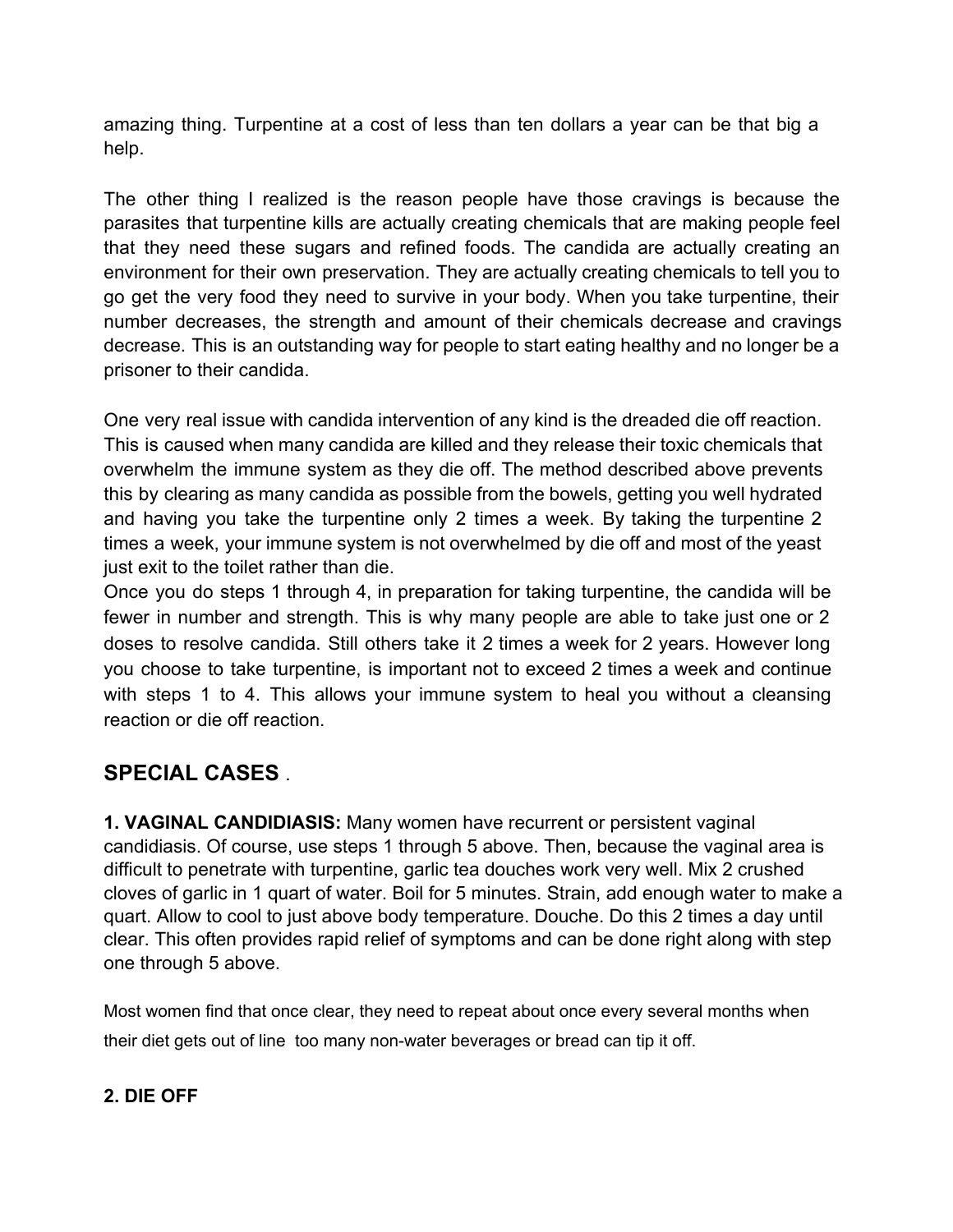amazing thing. Turpentine at a cost of less than ten dollars a year can be that big a help.

The other thing I realized is the reason people have those cravings is because the parasites that turpentine kills are actually creating chemicals that are making people feel that they need these sugars and refined foods. The candida are actually creating an environment for their own preservation. They are actually creating chemicals to tell you to go get the very food they need to survive in your body. When you take turpentine, their number decreases, the strength and amount of their chemicals decrease and cravings decrease. This is an outstanding way for people to start eating healthy and no longer be a prisoner to their candida.

One very real issue with candida intervention of any kind is the dreaded die off reaction. This is caused when many candida are killed and they release their toxic chemicals that overwhelm the immune system as they die off. The method described above prevents this by clearing as many candida as possible from the bowels, getting you well hydrated and having you take the turpentine only 2 times a week. By taking the turpentine 2 times a week, your immune system is not overwhelmed by die off and most of the yeast just exit to the toilet rather than die.
Once you do steps 1 through 4, in preparation for taking turpentine, the candida will be fewer in number and strength. This is why many people are able to take just one or 2 doses to resolve candida. Still others take it 2 times a week for 2 years. However long you choose to take turpentine, is important not to exceed 2 times a week and continue with steps 1 to 4. This allows your immune system to heal you without a cleansing reaction or die off reaction.

## SPECIAL CASES .

**1. VAGINAL CANDIDIASIS:** Many women have recurrent or persistent vaginal candidiasis. Of course, use steps 1 through 5 above. Then, because the vaginal area is difficult to penetrate with turpentine, garlic tea douches work very well. Mix 2 crushed cloves of garlic in 1 quart of water. Boil for 5 minutes. Strain, add enough water to make a quart. Allow to cool to just above body temperature. Douche. Do this 2 times a day until clear. This often provides rapid relief of symptoms and can be done right along with step one through 5 above.

Most women find that once clear, they need to repeat about once every several months when their diet gets out of line too many non-water beverages or bread can tip it off.

**2. DIE OFF**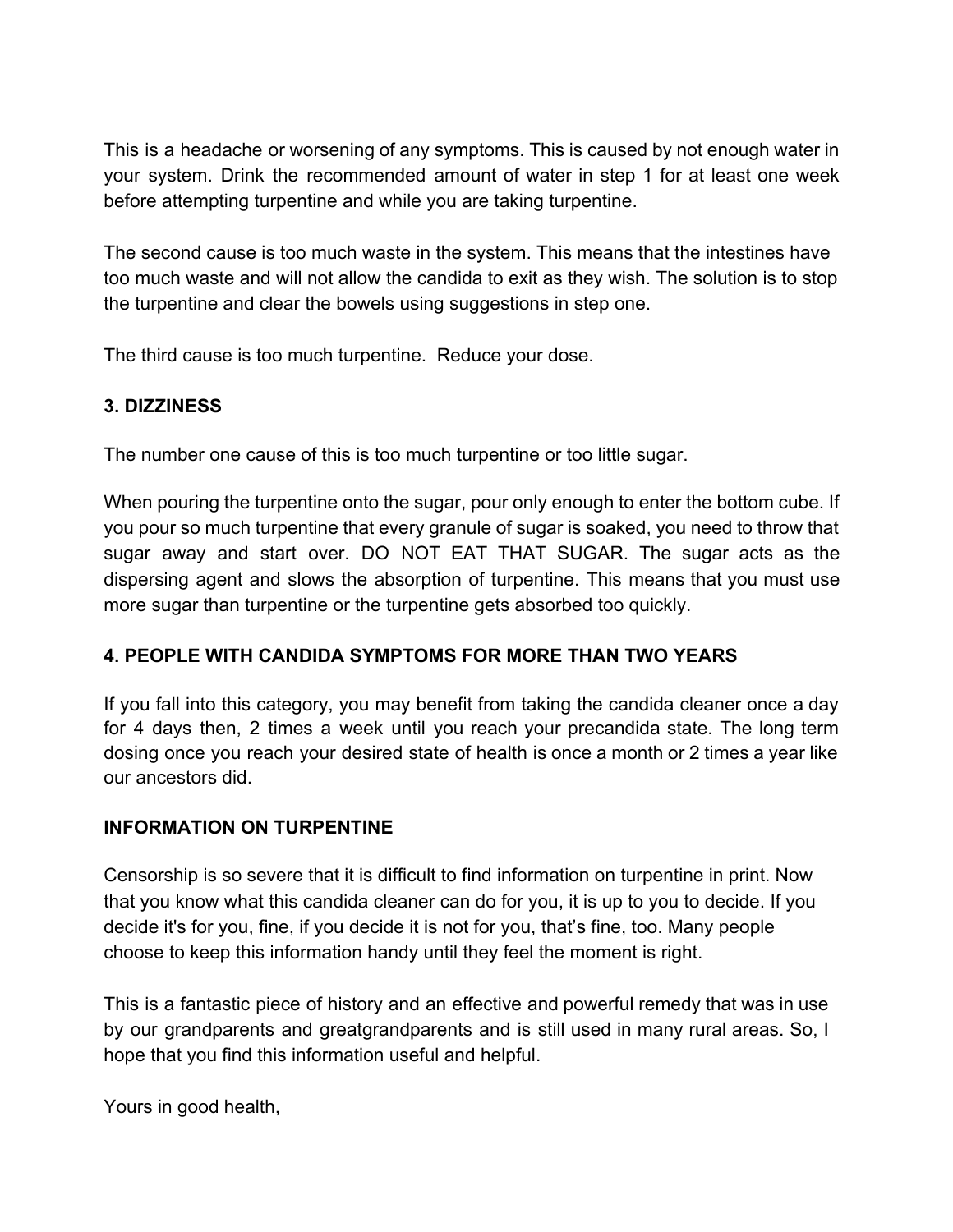This is a headache or worsening of any symptoms. This is caused by not enough water in your system. Drink the recommended amount of water in step 1 for at least one week before attempting turpentine and while you are taking turpentine.

The second cause is too much waste in the system. This means that the intestines have too much waste and will not allow the candida to exit as they wish. The solution is to stop the turpentine and clear the bowels using suggestions in step one.

The third cause is too much turpentine. Reduce your dose.

### 3. DIZZINESS

The number one cause of this is too much turpentine or too little sugar.

When pouring the turpentine onto the sugar, pour only enough to enter the bottom cube. If you pour so much turpentine that every granule of sugar is soaked, you need to throw that sugar away and start over. DO NOT EAT THAT SUGAR. The sugar acts as the dispersing agent and slows the absorption of turpentine. This means that you must use more sugar than turpentine or the turpentine gets absorbed too quickly.

### 4. PEOPLE WITH CANDIDA SYMPTOMS FOR MORE THAN TWO YEARS

If you fall into this category, you may benefit from taking the candida cleaner once a day for 4 days then, 2 times a week until you reach your precandida state. The long term dosing once you reach your desired state of health is once a month or 2 times a year like our ancestors did.

### INFORMATION ON TURPENTINE

Censorship is so severe that it is difficult to find information on turpentine in print. Now that you know what this candida cleaner can do for you, it is up to you to decide. If you decide it's for you, fine, if you decide it is not for you, that’s fine, too. Many people choose to keep this information handy until they feel the moment is right.

This is a fantastic piece of history and an effective and powerful remedy that was in use by our grandparents and greatgrandparents and is still used in many rural areas. So, I hope that you find this information useful and helpful.

Yours in good health,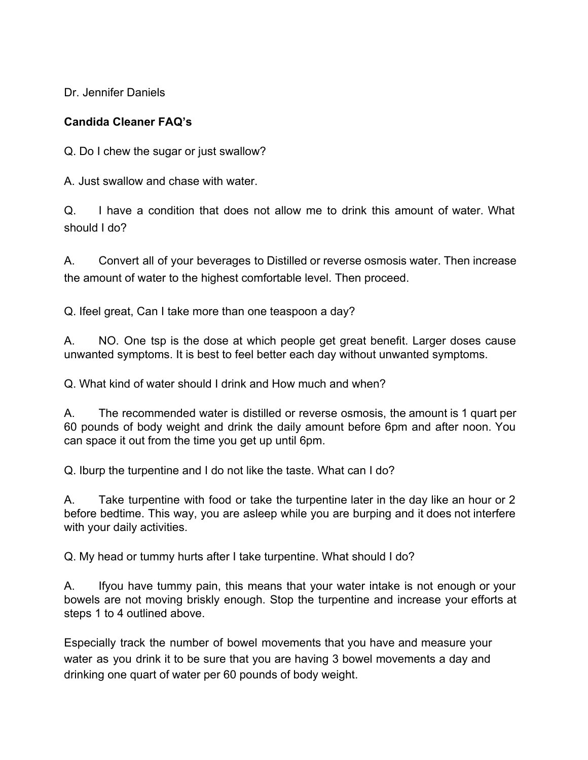Dr. Jennifer Daniels

**Candida Cleaner FAQ's**

Q. Do I chew the sugar or just swallow?

A. Just swallow and chase with water.

Q. I have a condition that does not allow me to drink this amount of water. What should I do?

A. Convert all of your beverages to Distilled or reverse osmosis water. Then increase the amount of water to the highest comfortable level. Then proceed.

Q. Ifeel great, Can I take more than one teaspoon a day?

A. NO. One tsp is the dose at which people get great benefit. Larger doses cause unwanted symptoms. It is best to feel better each day without unwanted symptoms.

Q. What kind of water should I drink and How much and when?

A. The recommended water is distilled or reverse osmosis, the amount is 1 quart per 60 pounds of body weight and drink the daily amount before 6pm and after noon. You can space it out from the time you get up until 6pm.

Q. Iburp the turpentine and I do not like the taste. What can I do?

A. Take turpentine with food or take the turpentine later in the day like an hour or 2 before bedtime. This way, you are asleep while you are burping and it does not interfere with your daily activities.

Q. My head or tummy hurts after I take turpentine. What should I do?

A. Ifyou have tummy pain, this means that your water intake is not enough or your bowels are not moving briskly enough. Stop the turpentine and increase your efforts at steps 1 to 4 outlined above.

Especially track the number of bowel movements that you have and measure your water as you drink it to be sure that you are having 3 bowel movements a day and drinking one quart of water per 60 pounds of body weight.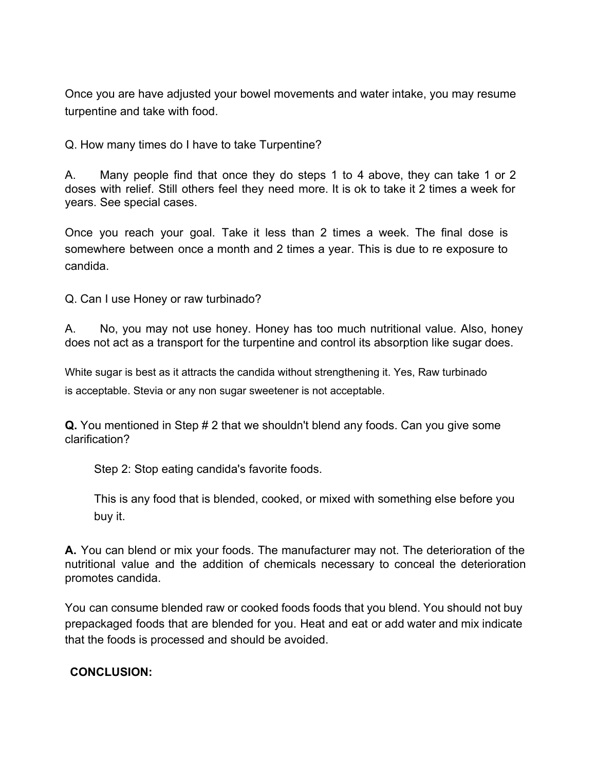Once you are have adjusted your bowel movements and water intake, you may resume turpentine and take with food.

Q. How many times do I have to take Turpentine?

A. Many people find that once they do steps 1 to 4 above, they can take 1 or 2 doses with relief. Still others feel they need more. It is ok to take it 2 times a week for years. See special cases.

Once you reach your goal. Take it less than 2 times a week. The final dose is somewhere between once a month and 2 times a year. This is due to re exposure to candida.

Q. Can I use Honey or raw turbinado?

A. No, you may not use honey. Honey has too much nutritional value. Also, honey does not act as a transport for the turpentine and control its absorption like sugar does.

White sugar is best as it attracts the candida without strengthening it. Yes, Raw turbinado is acceptable. Stevia or any non sugar sweetener is not acceptable.

**Q.** You mentioned in Step # 2 that we shouldn't blend any foods. Can you give some clarification?

> Step 2: Stop eating candida's favorite foods.
>
> This is any food that is blended, cooked, or mixed with something else before you buy it.

**A.** You can blend or mix your foods. The manufacturer may not. The deterioration of the nutritional value and the addition of chemicals necessary to conceal the deterioration promotes candida.

You can consume blended raw or cooked foods foods that you blend. You should not buy prepackaged foods that are blended for you. Heat and eat or add water and mix indicate that the foods is processed and should be avoided.

**CONCLUSION:**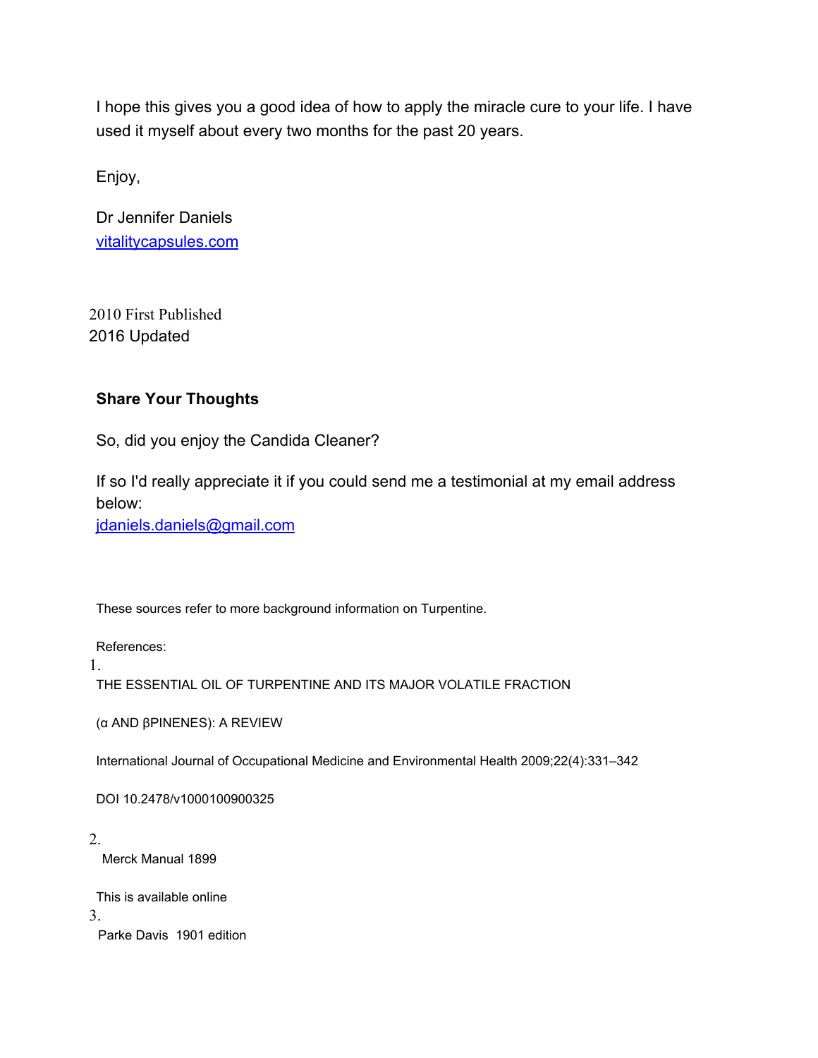I hope this gives you a good idea of how to apply the miracle cure to your life. I have used it myself about every two months for the past 20 years.

Enjoy,

Dr Jennifer Daniels
[vitalitycapsules.com](vitalitycapsules.com)

2010 First Published
2016 Updated

**Share Your Thoughts**

So, did you enjoy the Candida Cleaner?

If so I'd really appreciate it if you could send me a testimonial at my email address below:
[jdaniels.daniels@gmail.com](mailto:jdaniels.daniels@gmail.com)

These sources refer to more background information on Turpentine.

References:

1. THE ESSENTIAL OIL OF TURPENTINE AND ITS MAJOR VOLATILE FRACTION

   (α AND βPINENES): A REVIEW

   International Journal of Occupational Medicine and Environmental Health 2009;22(4):331–342

   DOI 10.2478/v1000100900325

2. Merck Manual 1899

   This is available online

3. Parke Davis 1901 edition